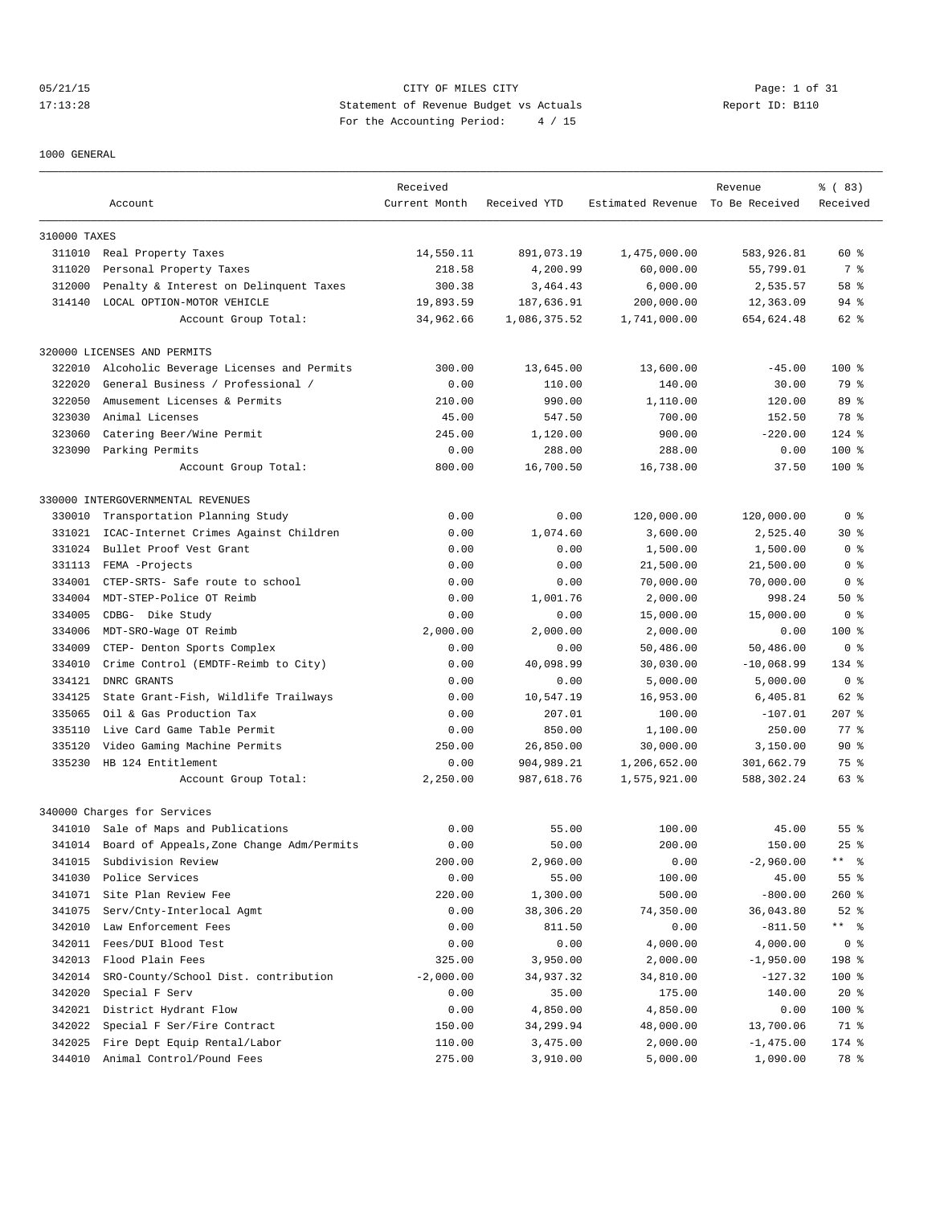CITY OF MILES CITY

Statement of Revenue Budget vs Actuals

For the Accounting Period: 4 / 15

05/21/15 17:13:28 — Report ID: B110

1000 GENERAL

| | Account | Received Current Month | Received YTD | Estimated Revenue | Revenue To Be Received | % ( 83) Received |
|---|---|---|---|---|---|---|
| 310000 TAXES | | | | | | |
| 311010 | Real Property Taxes | 14,550.11 | 891,073.19 | 1,475,000.00 | 583,926.81 | 60 % |
| 311020 | Personal Property Taxes | 218.58 | 4,200.99 | 60,000.00 | 55,799.01 | 7 % |
| 312000 | Penalty & Interest on Delinquent Taxes | 300.38 | 3,464.43 | 6,000.00 | 2,535.57 | 58 % |
| 314140 | LOCAL OPTION-MOTOR VEHICLE | 19,893.59 | 187,636.91 | 200,000.00 | 12,363.09 | 94 % |
| | Account Group Total: | 34,962.66 | 1,086,375.52 | 1,741,000.00 | 654,624.48 | 62 % |
| 320000 LICENSES AND PERMITS | | | | | | |
| 322010 | Alcoholic Beverage Licenses and Permits | 300.00 | 13,645.00 | 13,600.00 | -45.00 | 100 % |
| 322020 | General Business / Professional / | 0.00 | 110.00 | 140.00 | 30.00 | 79 % |
| 322050 | Amusement Licenses & Permits | 210.00 | 990.00 | 1,110.00 | 120.00 | 89 % |
| 323030 | Animal Licenses | 45.00 | 547.50 | 700.00 | 152.50 | 78 % |
| 323060 | Catering Beer/Wine Permit | 245.00 | 1,120.00 | 900.00 | -220.00 | 124 % |
| 323090 | Parking Permits | 0.00 | 288.00 | 288.00 | 0.00 | 100 % |
| | Account Group Total: | 800.00 | 16,700.50 | 16,738.00 | 37.50 | 100 % |
| 330000 INTERGOVERNMENTAL REVENUES | | | | | | |
| 330010 | Transportation Planning Study | 0.00 | 0.00 | 120,000.00 | 120,000.00 | 0 % |
| 331021 | ICAC-Internet Crimes Against Children | 0.00 | 1,074.60 | 3,600.00 | 2,525.40 | 30 % |
| 331024 | Bullet Proof Vest Grant | 0.00 | 0.00 | 1,500.00 | 1,500.00 | 0 % |
| 331113 | FEMA -Projects | 0.00 | 0.00 | 21,500.00 | 21,500.00 | 0 % |
| 334001 | CTEP-SRTS- Safe route to school | 0.00 | 0.00 | 70,000.00 | 70,000.00 | 0 % |
| 334004 | MDT-STEP-Police OT Reimb | 0.00 | 1,001.76 | 2,000.00 | 998.24 | 50 % |
| 334005 | CDBG- Dike Study | 0.00 | 0.00 | 15,000.00 | 15,000.00 | 0 % |
| 334006 | MDT-SRO-Wage OT Reimb | 2,000.00 | 2,000.00 | 2,000.00 | 0.00 | 100 % |
| 334009 | CTEP- Denton Sports Complex | 0.00 | 0.00 | 50,486.00 | 50,486.00 | 0 % |
| 334010 | Crime Control (EMDTF-Reimb to City) | 0.00 | 40,098.99 | 30,030.00 | -10,068.99 | 134 % |
| 334121 | DNRC GRANTS | 0.00 | 0.00 | 5,000.00 | 5,000.00 | 0 % |
| 334125 | State Grant-Fish, Wildlife Trailways | 0.00 | 10,547.19 | 16,953.00 | 6,405.81 | 62 % |
| 335065 | Oil & Gas Production Tax | 0.00 | 207.01 | 100.00 | -107.01 | 207 % |
| 335110 | Live Card Game Table Permit | 0.00 | 850.00 | 1,100.00 | 250.00 | 77 % |
| 335120 | Video Gaming Machine Permits | 250.00 | 26,850.00 | 30,000.00 | 3,150.00 | 90 % |
| 335230 | HB 124 Entitlement | 0.00 | 904,989.21 | 1,206,652.00 | 301,662.79 | 75 % |
| | Account Group Total: | 2,250.00 | 987,618.76 | 1,575,921.00 | 588,302.24 | 63 % |
| 340000 Charges for Services | | | | | | |
| 341010 | Sale of Maps and Publications | 0.00 | 55.00 | 100.00 | 45.00 | 55 % |
| 341014 | Board of Appeals,Zone Change Adm/Permits | 0.00 | 50.00 | 200.00 | 150.00 | 25 % |
| 341015 | Subdivision Review | 200.00 | 2,960.00 | 0.00 | -2,960.00 | ** % |
| 341030 | Police Services | 0.00 | 55.00 | 100.00 | 45.00 | 55 % |
| 341071 | Site Plan Review Fee | 220.00 | 1,300.00 | 500.00 | -800.00 | 260 % |
| 341075 | Serv/Cnty-Interlocal Agmt | 0.00 | 38,306.20 | 74,350.00 | 36,043.80 | 52 % |
| 342010 | Law Enforcement Fees | 0.00 | 811.50 | 0.00 | -811.50 | ** % |
| 342011 | Fees/DUI Blood Test | 0.00 | 0.00 | 4,000.00 | 4,000.00 | 0 % |
| 342013 | Flood Plain Fees | 325.00 | 3,950.00 | 2,000.00 | -1,950.00 | 198 % |
| 342014 | SRO-County/School Dist. contribution | -2,000.00 | 34,937.32 | 34,810.00 | -127.32 | 100 % |
| 342020 | Special F Serv | 0.00 | 35.00 | 175.00 | 140.00 | 20 % |
| 342021 | District Hydrant Flow | 0.00 | 4,850.00 | 4,850.00 | 0.00 | 100 % |
| 342022 | Special F Ser/Fire Contract | 150.00 | 34,299.94 | 48,000.00 | 13,700.06 | 71 % |
| 342025 | Fire Dept Equip Rental/Labor | 110.00 | 3,475.00 | 2,000.00 | -1,475.00 | 174 % |
| 344010 | Animal Control/Pound Fees | 275.00 | 3,910.00 | 5,000.00 | 1,090.00 | 78 % |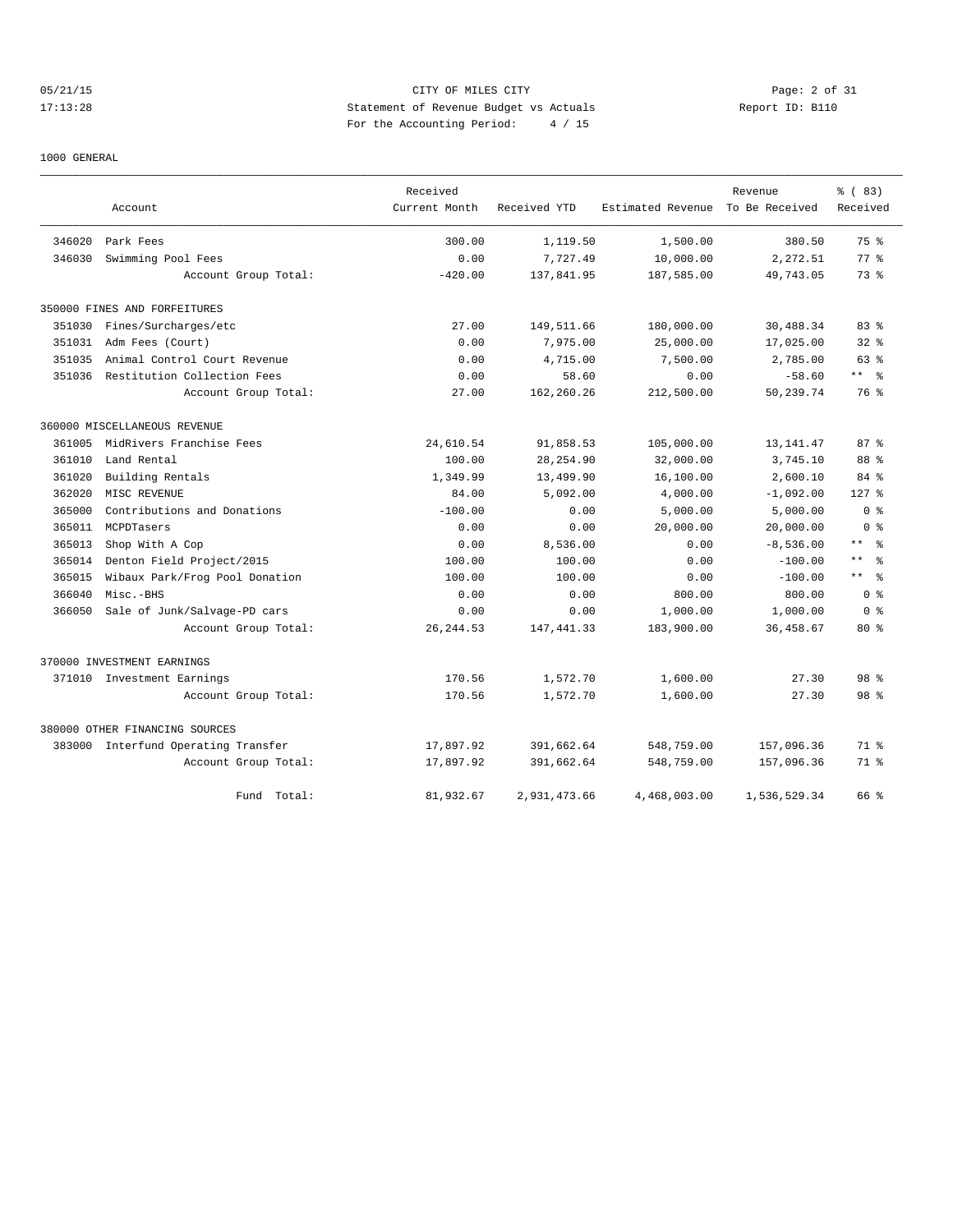CITY OF MILES CITY
Statement of Revenue Budget vs Actuals
For the Accounting Period: 4 / 15

05/21/15
17:13:28

Report ID: B110

1000 GENERAL

| Account | | Received Current Month | Received YTD | Estimated Revenue | Revenue To Be Received | % ( 83) Received |
|---|---|---|---|---|---|---|
| 346020 | Park Fees | 300.00 | 1,119.50 | 1,500.00 | 380.50 | 75 % |
| 346030 | Swimming Pool Fees | 0.00 | 7,727.49 | 10,000.00 | 2,272.51 | 77 % |
| | Account Group Total: | -420.00 | 137,841.95 | 187,585.00 | 49,743.05 | 73 % |
| 350000 FINES AND FORFEITURES | | | | | | |
| 351030 | Fines/Surcharges/etc | 27.00 | 149,511.66 | 180,000.00 | 30,488.34 | 83 % |
| 351031 | Adm Fees (Court) | 0.00 | 7,975.00 | 25,000.00 | 17,025.00 | 32 % |
| 351035 | Animal Control Court Revenue | 0.00 | 4,715.00 | 7,500.00 | 2,785.00 | 63 % |
| 351036 | Restitution Collection Fees | 0.00 | 58.60 | 0.00 | -58.60 | ** % |
| | Account Group Total: | 27.00 | 162,260.26 | 212,500.00 | 50,239.74 | 76 % |
| 360000 MISCELLANEOUS REVENUE | | | | | | |
| 361005 | MidRivers Franchise Fees | 24,610.54 | 91,858.53 | 105,000.00 | 13,141.47 | 87 % |
| 361010 | Land Rental | 100.00 | 28,254.90 | 32,000.00 | 3,745.10 | 88 % |
| 361020 | Building Rentals | 1,349.99 | 13,499.90 | 16,100.00 | 2,600.10 | 84 % |
| 362020 | MISC REVENUE | 84.00 | 5,092.00 | 4,000.00 | -1,092.00 | 127 % |
| 365000 | Contributions and Donations | -100.00 | 0.00 | 5,000.00 | 5,000.00 | 0 % |
| 365011 | MCPDTasers | 0.00 | 0.00 | 20,000.00 | 20,000.00 | 0 % |
| 365013 | Shop With A Cop | 0.00 | 8,536.00 | 0.00 | -8,536.00 | ** % |
| 365014 | Denton Field Project/2015 | 100.00 | 100.00 | 0.00 | -100.00 | ** % |
| 365015 | Wibaux Park/Frog Pool Donation | 100.00 | 100.00 | 0.00 | -100.00 | ** % |
| 366040 | Misc.-BHS | 0.00 | 0.00 | 800.00 | 800.00 | 0 % |
| 366050 | Sale of Junk/Salvage-PD cars | 0.00 | 0.00 | 1,000.00 | 1,000.00 | 0 % |
| | Account Group Total: | 26,244.53 | 147,441.33 | 183,900.00 | 36,458.67 | 80 % |
| 370000 INVESTMENT EARNINGS | | | | | | |
| 371010 | Investment Earnings | 170.56 | 1,572.70 | 1,600.00 | 27.30 | 98 % |
| | Account Group Total: | 170.56 | 1,572.70 | 1,600.00 | 27.30 | 98 % |
| 380000 OTHER FINANCING SOURCES | | | | | | |
| 383000 | Interfund Operating Transfer | 17,897.92 | 391,662.64 | 548,759.00 | 157,096.36 | 71 % |
| | Account Group Total: | 17,897.92 | 391,662.64 | 548,759.00 | 157,096.36 | 71 % |
| | Fund Total: | 81,932.67 | 2,931,473.66 | 4,468,003.00 | 1,536,529.34 | 66 % |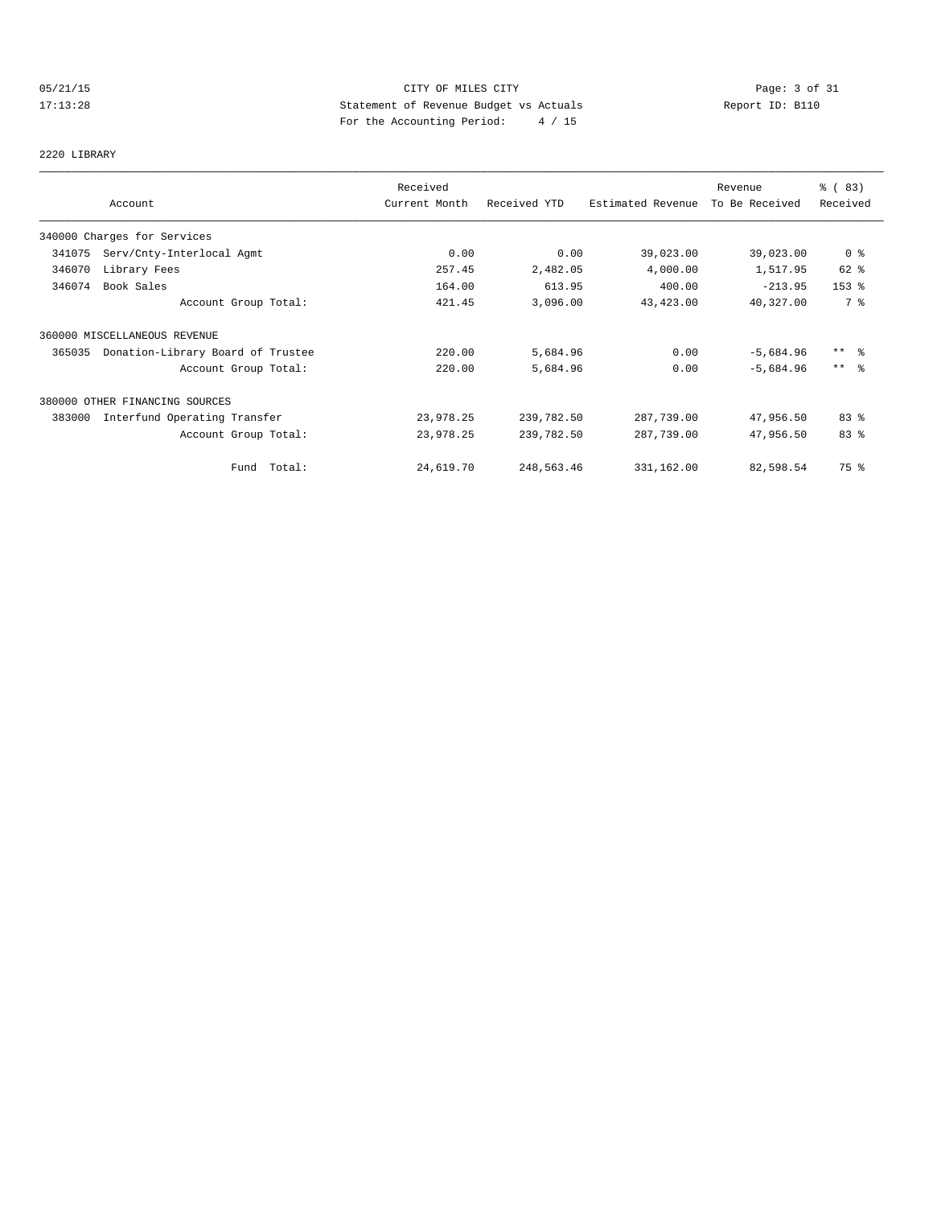CITY OF MILES CITY
Statement of Revenue Budget vs Actuals
For the Accounting Period: 4 / 15

05/21/15
17:13:28

Report ID: B110

## 2220 LIBRARY

| Account | Received Current Month | Received YTD | Estimated Revenue | Revenue To Be Received | % ( 83) Received |
|---|---|---|---|---|---|
| 340000 Charges for Services | | | | | |
| 341075 Serv/Cnty-Interlocal Agmt | 0.00 | 0.00 | 39,023.00 | 39,023.00 | 0 % |
| 346070 Library Fees | 257.45 | 2,482.05 | 4,000.00 | 1,517.95 | 62 % |
| 346074 Book Sales | 164.00 | 613.95 | 400.00 | -213.95 | 153 % |
| Account Group Total: | 421.45 | 3,096.00 | 43,423.00 | 40,327.00 | 7 % |
| 360000 MISCELLANEOUS REVENUE | | | | | |
| 365035 Donation-Library Board of Trustee | 220.00 | 5,684.96 | 0.00 | -5,684.96 | ** % |
| Account Group Total: | 220.00 | 5,684.96 | 0.00 | -5,684.96 | ** % |
| 380000 OTHER FINANCING SOURCES | | | | | |
| 383000 Interfund Operating Transfer | 23,978.25 | 239,782.50 | 287,739.00 | 47,956.50 | 83 % |
| Account Group Total: | 23,978.25 | 239,782.50 | 287,739.00 | 47,956.50 | 83 % |
| Fund Total: | 24,619.70 | 248,563.46 | 331,162.00 | 82,598.54 | 75 % |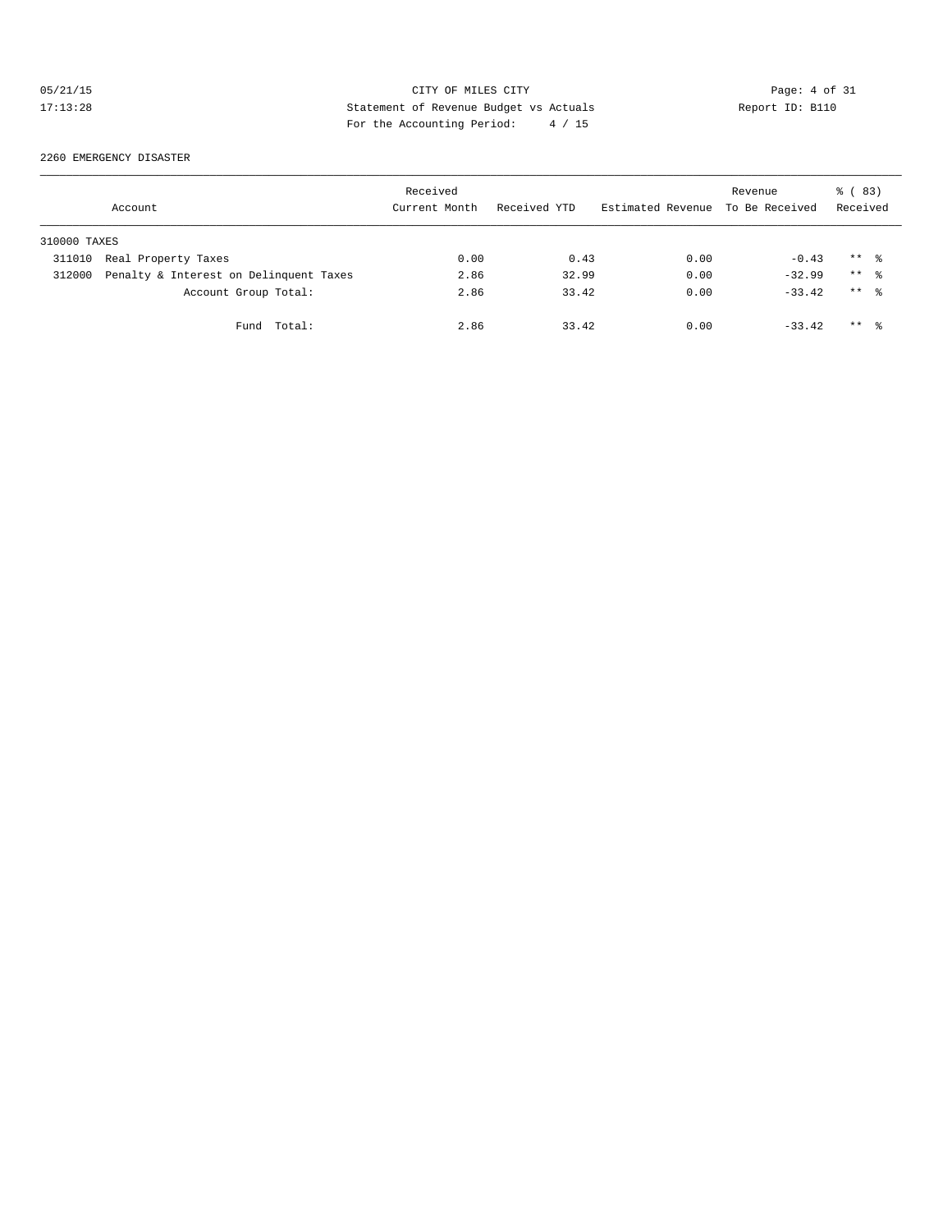CITY OF MILES CITY
Statement of Revenue Budget vs Actuals
For the Accounting Period: 4 / 15

05/21/15
17:13:28

Report ID: B110

2260 EMERGENCY DISASTER

| Account | Received Current Month | Received YTD | Estimated Revenue | Revenue To Be Received | % ( 83) Received |
|---|---|---|---|---|---|
| 310000 TAXES | | | | | |
| 311010 Real Property Taxes | 0.00 | 0.43 | 0.00 | -0.43 | ** % |
| 312000 Penalty & Interest on Delinquent Taxes | 2.86 | 32.99 | 0.00 | -32.99 | ** % |
| Account Group Total: | 2.86 | 33.42 | 0.00 | -33.42 | ** % |
| Fund Total: | 2.86 | 33.42 | 0.00 | -33.42 | ** % |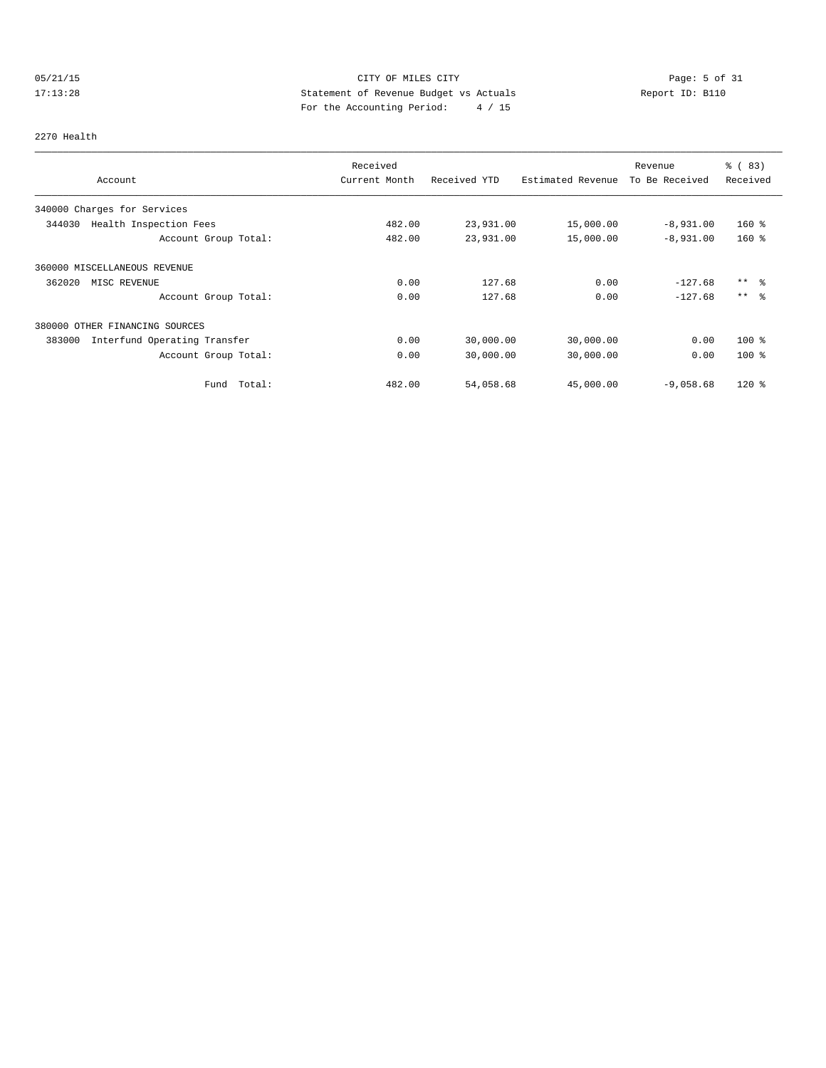CITY OF MILES CITY
Statement of Revenue Budget vs Actuals
For the Accounting Period: 4 / 15

05/21/15 17:13:28 Report ID: B110

## 2270 Health

| Account | Received Current Month | Received YTD | Estimated Revenue | Revenue To Be Received | % ( 83) Received |
|---|---|---|---|---|---|
| 340000 Charges for Services | | | | | |
| 344030 Health Inspection Fees | 482.00 | 23,931.00 | 15,000.00 | -8,931.00 | 160 % |
| Account Group Total: | 482.00 | 23,931.00 | 15,000.00 | -8,931.00 | 160 % |
| 360000 MISCELLANEOUS REVENUE | | | | | |
| 362020 MISC REVENUE | 0.00 | 127.68 | 0.00 | -127.68 | ** % |
| Account Group Total: | 0.00 | 127.68 | 0.00 | -127.68 | ** % |
| 380000 OTHER FINANCING SOURCES | | | | | |
| 383000 Interfund Operating Transfer | 0.00 | 30,000.00 | 30,000.00 | 0.00 | 100 % |
| Account Group Total: | 0.00 | 30,000.00 | 30,000.00 | 0.00 | 100 % |
| Fund Total: | 482.00 | 54,058.68 | 45,000.00 | -9,058.68 | 120 % |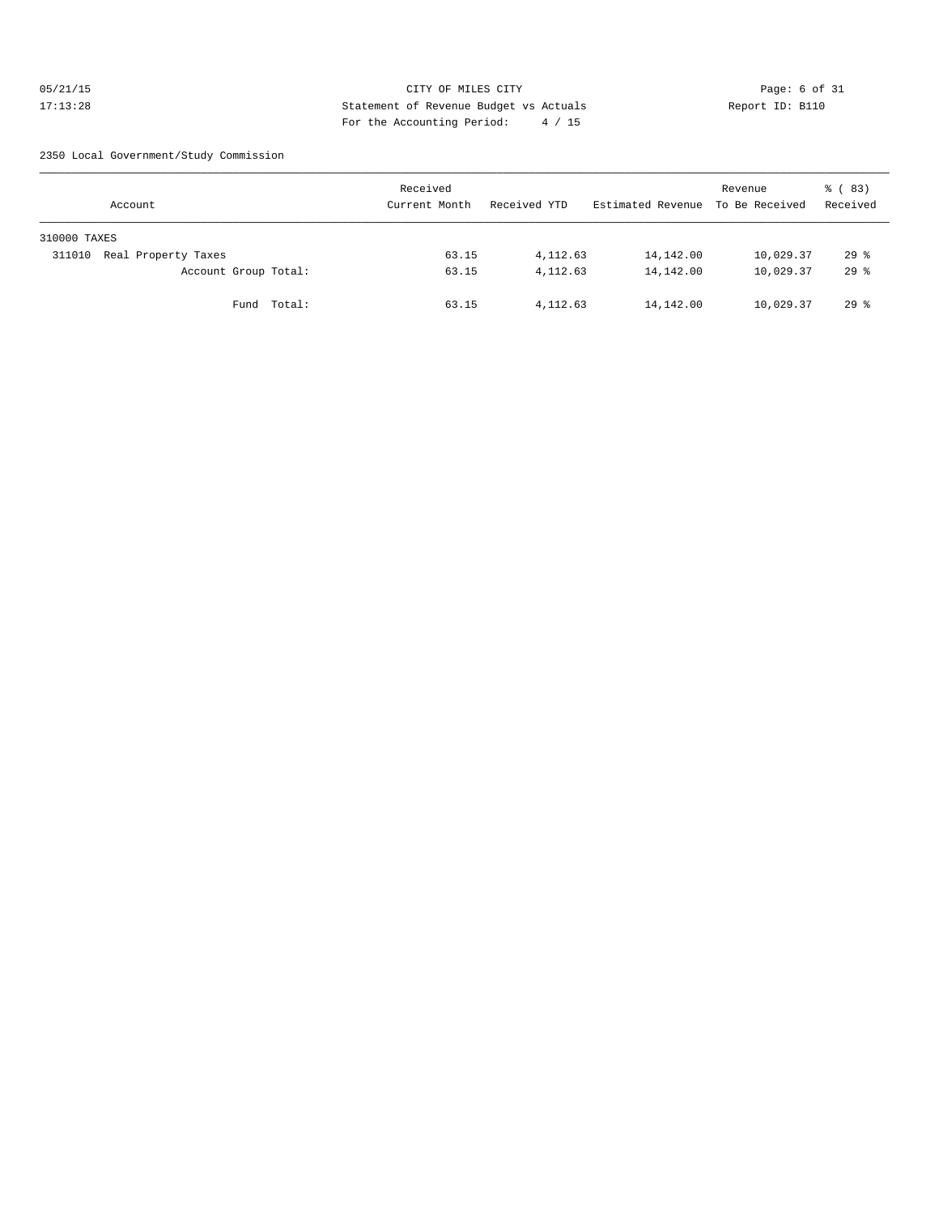CITY OF MILES CITY
Statement of Revenue Budget vs Actuals
For the Accounting Period: 4 / 15

05/21/15
17:13:28

Report ID: B110

2350 Local Government/Study Commission

| Account | Received Current Month | Received YTD | Estimated Revenue | Revenue To Be Received | % ( 83) Received |
|---|---|---|---|---|---|
| 310000 TAXES | | | | | |
| 311010 Real Property Taxes | 63.15 | 4,112.63 | 14,142.00 | 10,029.37 | 29 % |
| Account Group Total: | 63.15 | 4,112.63 | 14,142.00 | 10,029.37 | 29 % |
| Fund Total: | 63.15 | 4,112.63 | 14,142.00 | 10,029.37 | 29 % |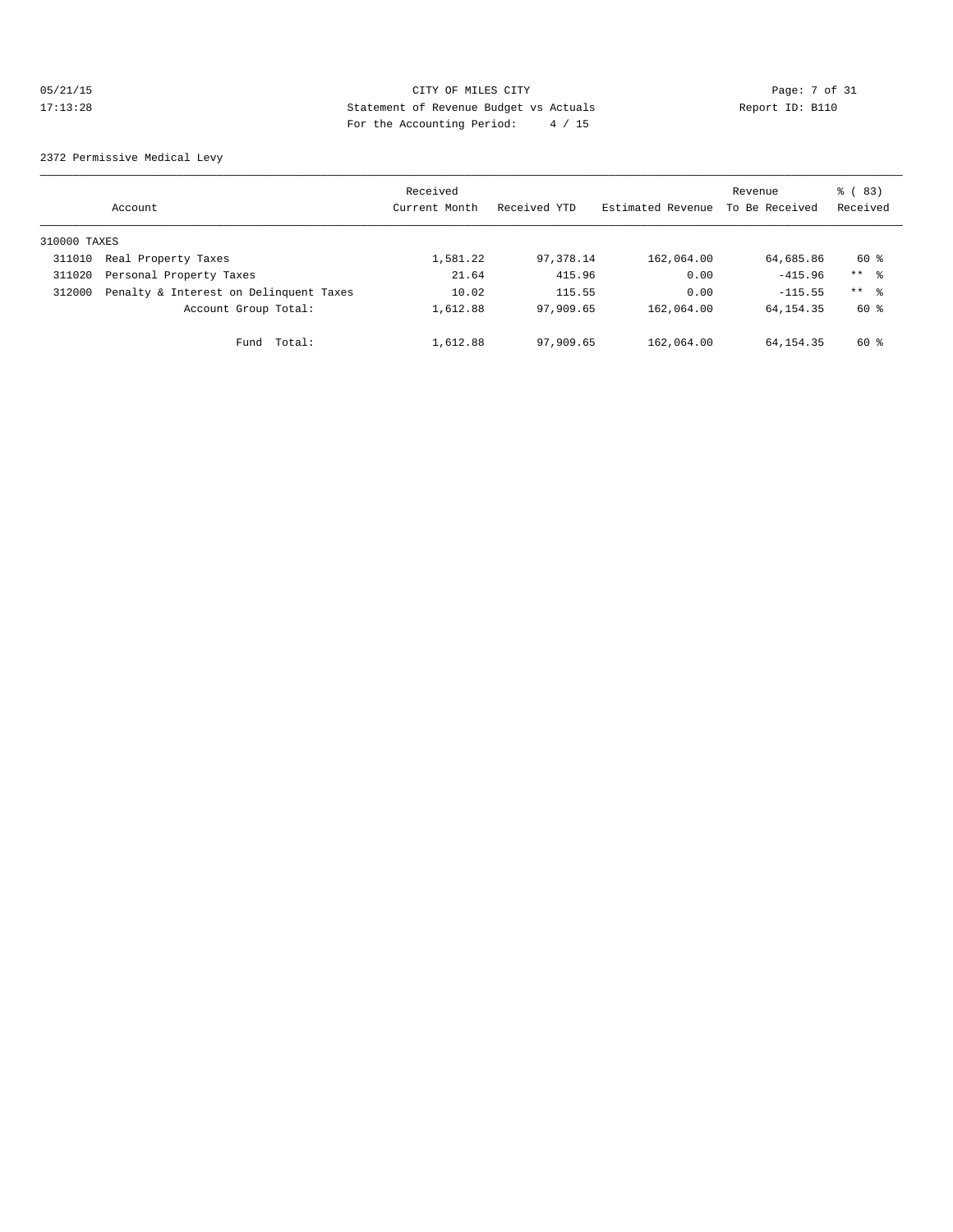CITY OF MILES CITY
Statement of Revenue Budget vs Actuals
For the Accounting Period: 4 / 15

05/21/15
17:13:28

Report ID: B110

2372 Permissive Medical Levy

| Account | | Received Current Month | Received YTD | Estimated Revenue | Revenue To Be Received | % ( 83) Received |
|---|---|---|---|---|---|---|
| 310000 TAXES | | | | | | |
| 311010 | Real Property Taxes | 1,581.22 | 97,378.14 | 162,064.00 | 64,685.86 | 60 % |
| 311020 | Personal Property Taxes | 21.64 | 415.96 | 0.00 | -415.96 | ** % |
| 312000 | Penalty & Interest on Delinquent Taxes | 10.02 | 115.55 | 0.00 | -115.55 | ** % |
| | Account Group Total: | 1,612.88 | 97,909.65 | 162,064.00 | 64,154.35 | 60 % |
| | Fund Total: | 1,612.88 | 97,909.65 | 162,064.00 | 64,154.35 | 60 % |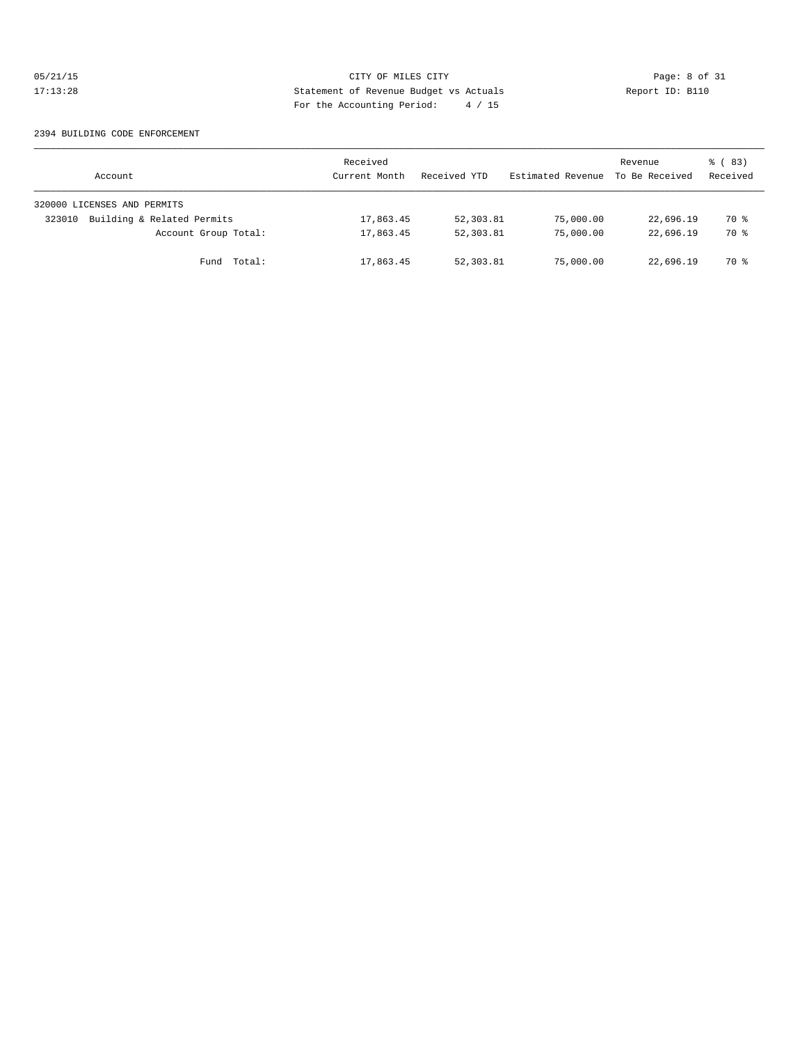2394 BUILDING CODE ENFORCEMENT

| Account | Received Current Month | Received YTD | Estimated Revenue | Revenue To Be Received | % ( 83) Received |
|---|---|---|---|---|---|
| 320000 LICENSES AND PERMITS | | | | | |
| 323010 Building & Related Permits | 17,863.45 | 52,303.81 | 75,000.00 | 22,696.19 | 70 % |
| Account Group Total: | 17,863.45 | 52,303.81 | 75,000.00 | 22,696.19 | 70 % |
| Fund Total: | 17,863.45 | 52,303.81 | 75,000.00 | 22,696.19 | 70 % |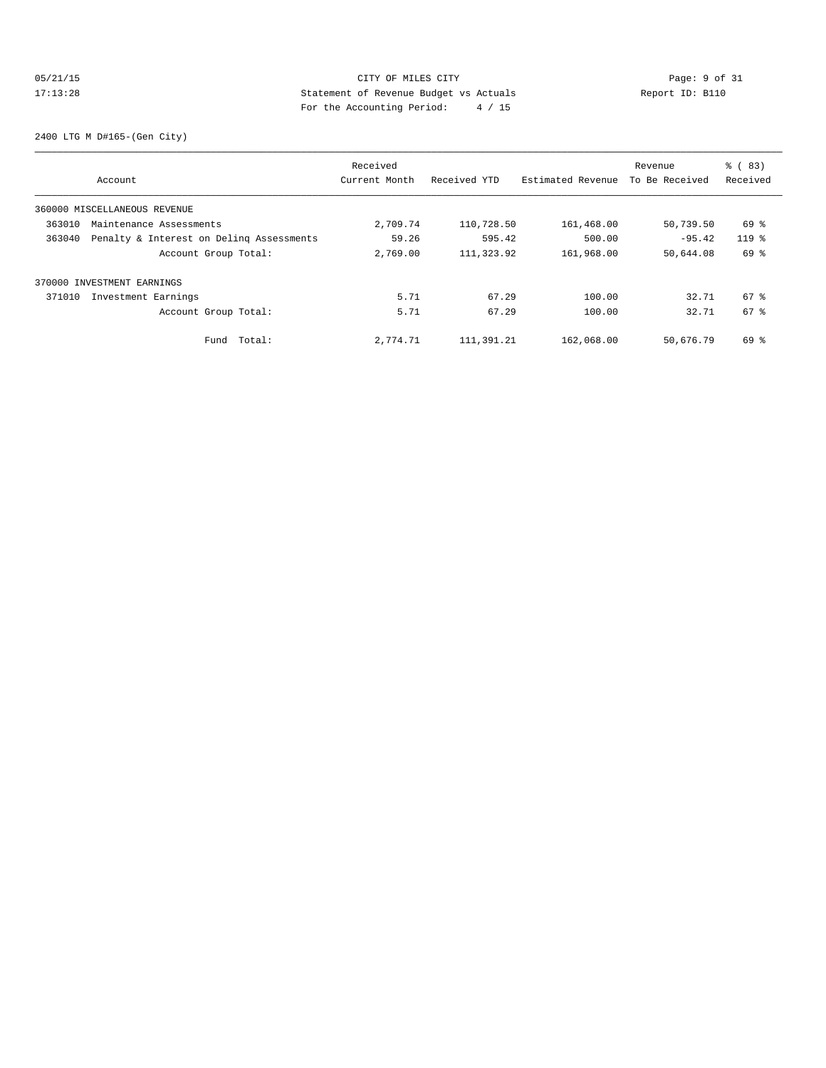CITY OF MILES CITY
Statement of Revenue Budget vs Actuals
For the Accounting Period: 4 / 15

05/21/15
17:13:28
Report ID: B110

2400 LTG M D#165-(Gen City)

| Account | Received Current Month | Received YTD | Estimated Revenue | Revenue To Be Received | % ( 83) Received |
|---|---|---|---|---|---|
| 360000 MISCELLANEOUS REVENUE | | | | | |
| 363010 Maintenance Assessments | 2,709.74 | 110,728.50 | 161,468.00 | 50,739.50 | 69 % |
| 363040 Penalty & Interest on Delinq Assessments | 59.26 | 595.42 | 500.00 | -95.42 | 119 % |
| Account Group Total: | 2,769.00 | 111,323.92 | 161,968.00 | 50,644.08 | 69 % |
| 370000 INVESTMENT EARNINGS | | | | | |
| 371010 Investment Earnings | 5.71 | 67.29 | 100.00 | 32.71 | 67 % |
| Account Group Total: | 5.71 | 67.29 | 100.00 | 32.71 | 67 % |
| Fund Total: | 2,774.71 | 111,391.21 | 162,068.00 | 50,676.79 | 69 % |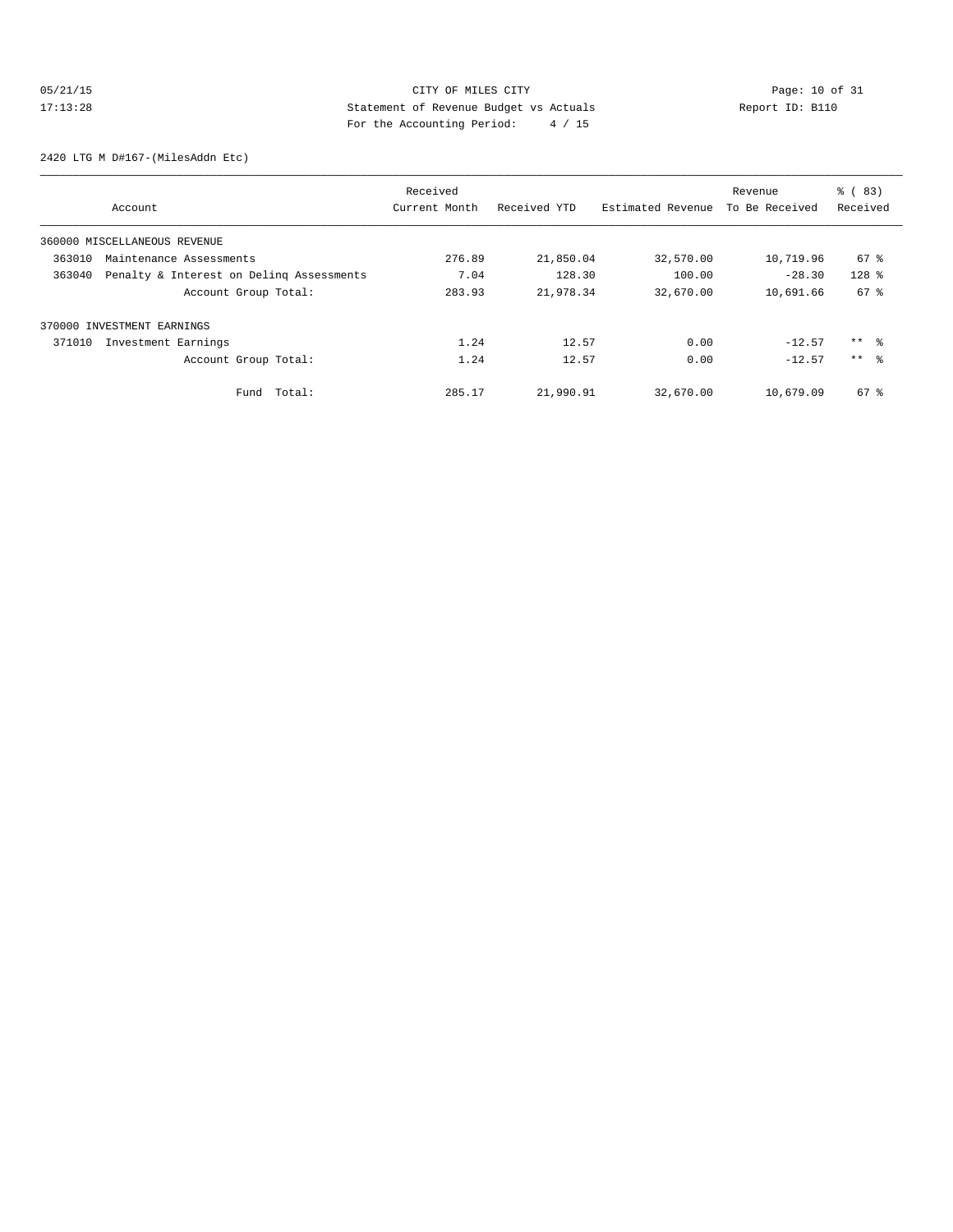CITY OF MILES CITY
Statement of Revenue Budget vs Actuals
For the Accounting Period: 4 / 15

05/21/15
17:13:28

Report ID: B110

2420 LTG M D#167-(MilesAddn Etc)

| Account | Received Current Month | Received YTD | Estimated Revenue | Revenue To Be Received | % ( 83) Received |
|---|---|---|---|---|---|
| 360000 MISCELLANEOUS REVENUE | | | | | |
| 363010 Maintenance Assessments | 276.89 | 21,850.04 | 32,570.00 | 10,719.96 | 67 % |
| 363040 Penalty & Interest on Delinq Assessments | 7.04 | 128.30 | 100.00 | -28.30 | 128 % |
| Account Group Total: | 283.93 | 21,978.34 | 32,670.00 | 10,691.66 | 67 % |
| 370000 INVESTMENT EARNINGS | | | | | |
| 371010 Investment Earnings | 1.24 | 12.57 | 0.00 | -12.57 | ** % |
| Account Group Total: | 1.24 | 12.57 | 0.00 | -12.57 | ** % |
| Fund Total: | 285.17 | 21,990.91 | 32,670.00 | 10,679.09 | 67 % |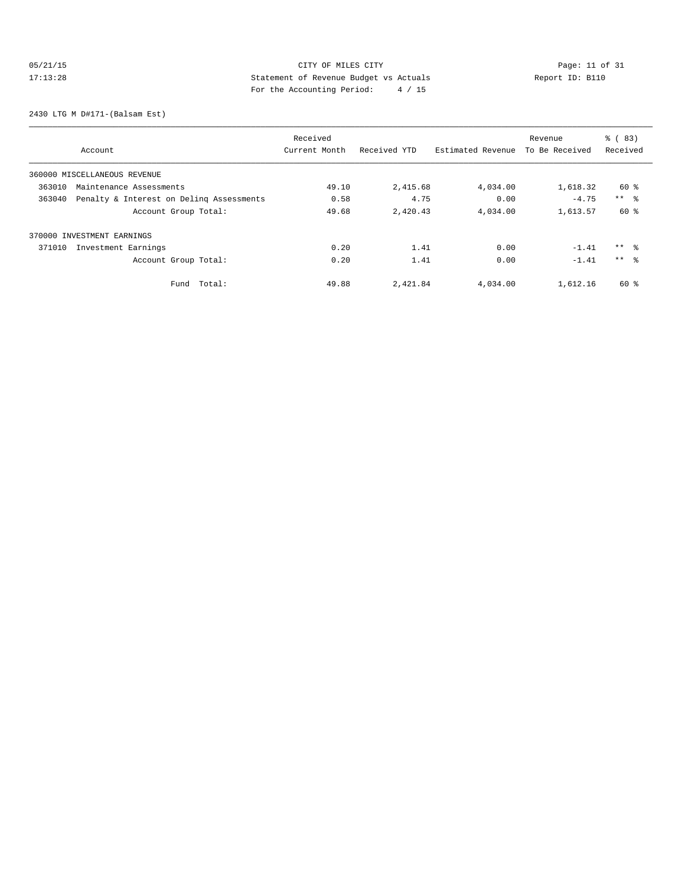CITY OF MILES CITY
Statement of Revenue Budget vs Actuals
For the Accounting Period: 4 / 15

05/21/15
17:13:28

Report ID: B110

2430 LTG M D#171-(Balsam Est)

| Account | Received Current Month | Received YTD | Estimated Revenue | Revenue To Be Received | % ( 83) Received |
|---|---|---|---|---|---|
| 360000 MISCELLANEOUS REVENUE | | | | | |
| 363010 Maintenance Assessments | 49.10 | 2,415.68 | 4,034.00 | 1,618.32 | 60 % |
| 363040 Penalty & Interest on Delinq Assessments | 0.58 | 4.75 | 0.00 | -4.75 | ** % |
| Account Group Total: | 49.68 | 2,420.43 | 4,034.00 | 1,613.57 | 60 % |
| 370000 INVESTMENT EARNINGS | | | | | |
| 371010 Investment Earnings | 0.20 | 1.41 | 0.00 | -1.41 | ** % |
| Account Group Total: | 0.20 | 1.41 | 0.00 | -1.41 | ** % |
| Fund Total: | 49.88 | 2,421.84 | 4,034.00 | 1,612.16 | 60 % |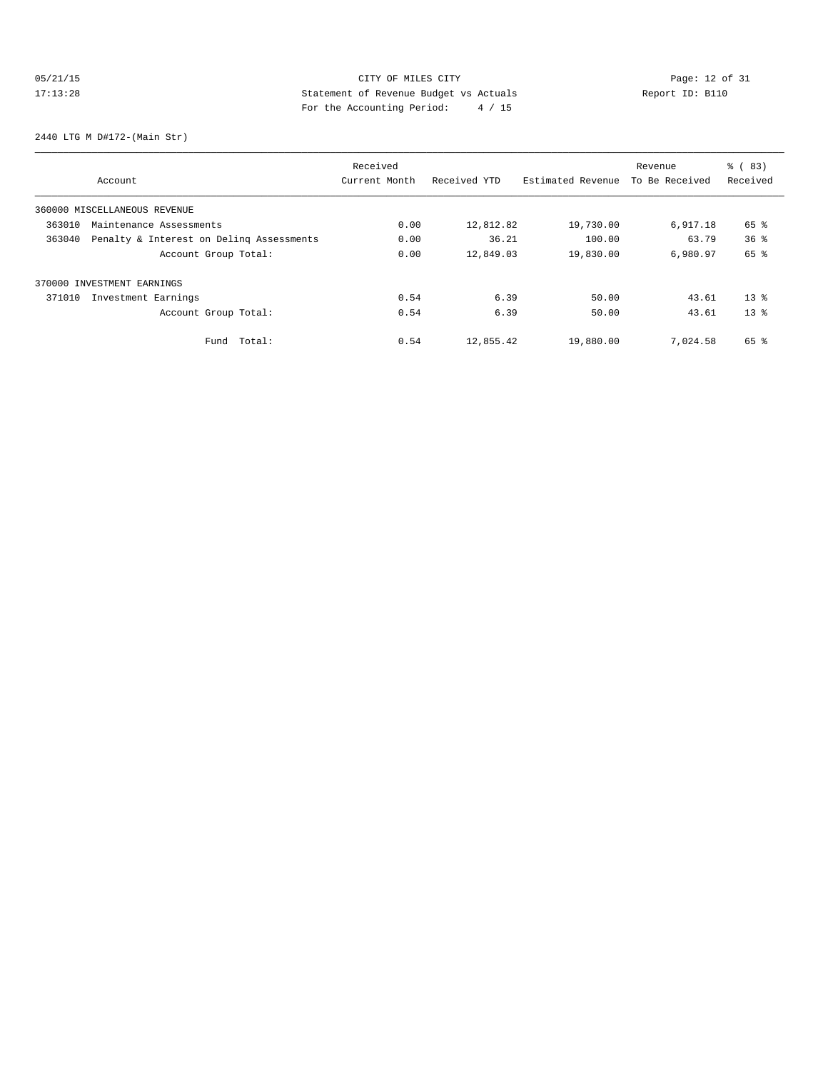CITY OF MILES CITY

Statement of Revenue Budget vs Actuals

For the Accounting Period: 4 / 15

05/21/15 17:13:28

Report ID: B110

2440 LTG M D#172-(Main Str)

| Account | Received Current Month | Received YTD | Estimated Revenue | Revenue To Be Received | % ( 83) Received |
|---|---|---|---|---|---|
| 360000 MISCELLANEOUS REVENUE | | | | | |
| 363010 Maintenance Assessments | 0.00 | 12,812.82 | 19,730.00 | 6,917.18 | 65 % |
| 363040 Penalty & Interest on Delinq Assessments | 0.00 | 36.21 | 100.00 | 63.79 | 36 % |
| Account Group Total: | 0.00 | 12,849.03 | 19,830.00 | 6,980.97 | 65 % |
| 370000 INVESTMENT EARNINGS | | | | | |
| 371010 Investment Earnings | 0.54 | 6.39 | 50.00 | 43.61 | 13 % |
| Account Group Total: | 0.54 | 6.39 | 50.00 | 43.61 | 13 % |
| Fund Total: | 0.54 | 12,855.42 | 19,880.00 | 7,024.58 | 65 % |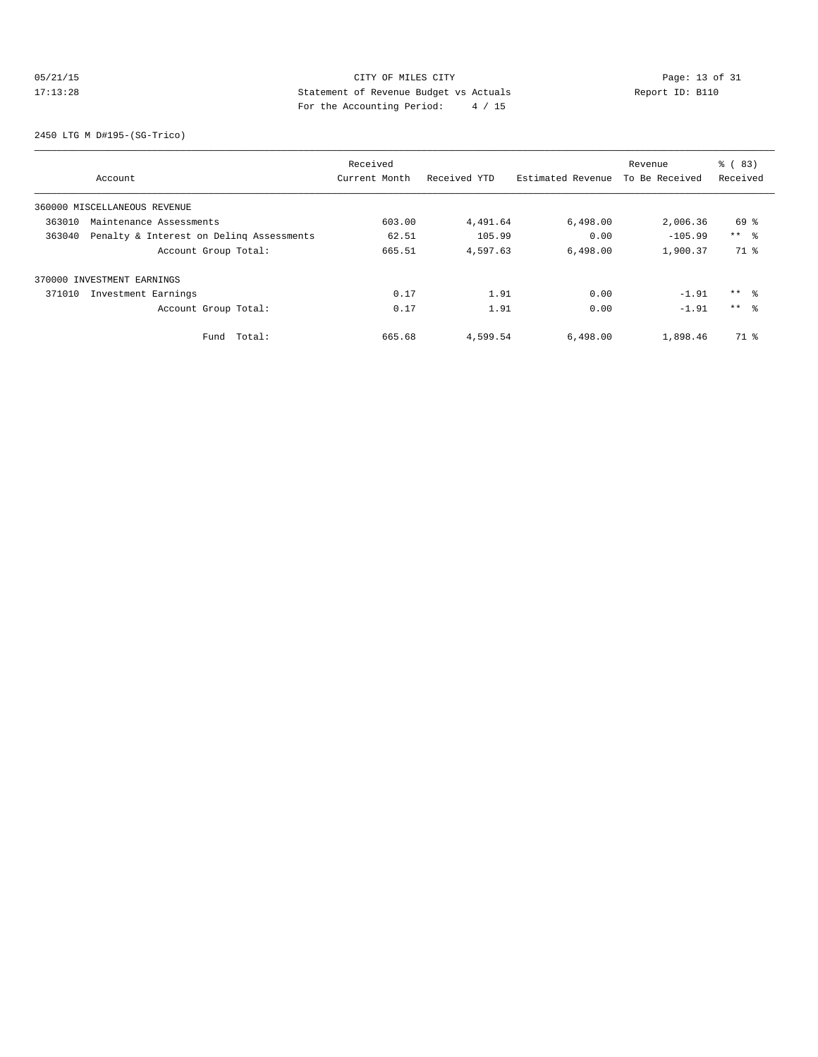CITY OF MILES CITY
Statement of Revenue Budget vs Actuals
For the Accounting Period: 4 / 15

05/21/15
17:13:28

Report ID: B110

2450 LTG M D#195-(SG-Trico)

| Account | Received Current Month | Received YTD | Estimated Revenue | Revenue To Be Received | % ( 83) Received |
|---|---|---|---|---|---|
| 360000 MISCELLANEOUS REVENUE | | | | | |
| 363010 Maintenance Assessments | 603.00 | 4,491.64 | 6,498.00 | 2,006.36 | 69 % |
| 363040 Penalty & Interest on Delinq Assessments | 62.51 | 105.99 | 0.00 | -105.99 | ** % |
| Account Group Total: | 665.51 | 4,597.63 | 6,498.00 | 1,900.37 | 71 % |
| 370000 INVESTMENT EARNINGS | | | | | |
| 371010 Investment Earnings | 0.17 | 1.91 | 0.00 | -1.91 | ** % |
| Account Group Total: | 0.17 | 1.91 | 0.00 | -1.91 | ** % |
| Fund Total: | 665.68 | 4,599.54 | 6,498.00 | 1,898.46 | 71 % |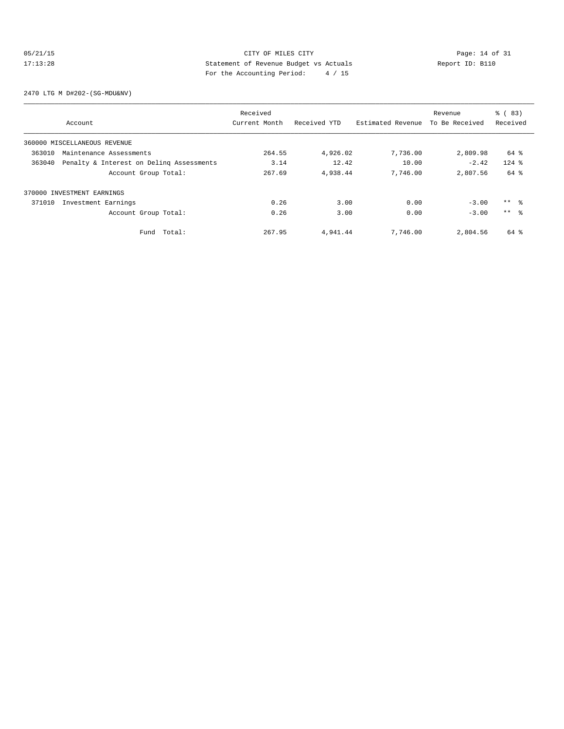CITY OF MILES CITY
Statement of Revenue Budget vs Actuals
For the Accounting Period: 4 / 15

05/21/15
17:13:28

Report ID: B110

2470 LTG M D#202-(SG-MDU&NV)

| Account | Received Current Month | Received YTD | Estimated Revenue | Revenue To Be Received | % ( 83) Received |
|---|---|---|---|---|---|
| 360000 MISCELLANEOUS REVENUE | | | | | |
| 363010 Maintenance Assessments | 264.55 | 4,926.02 | 7,736.00 | 2,809.98 | 64 % |
| 363040 Penalty & Interest on Delinq Assessments | 3.14 | 12.42 | 10.00 | -2.42 | 124 % |
| Account Group Total: | 267.69 | 4,938.44 | 7,746.00 | 2,807.56 | 64 % |
| 370000 INVESTMENT EARNINGS | | | | | |
| 371010 Investment Earnings | 0.26 | 3.00 | 0.00 | -3.00 | ** % |
| Account Group Total: | 0.26 | 3.00 | 0.00 | -3.00 | ** % |
| Fund Total: | 267.95 | 4,941.44 | 7,746.00 | 2,804.56 | 64 % |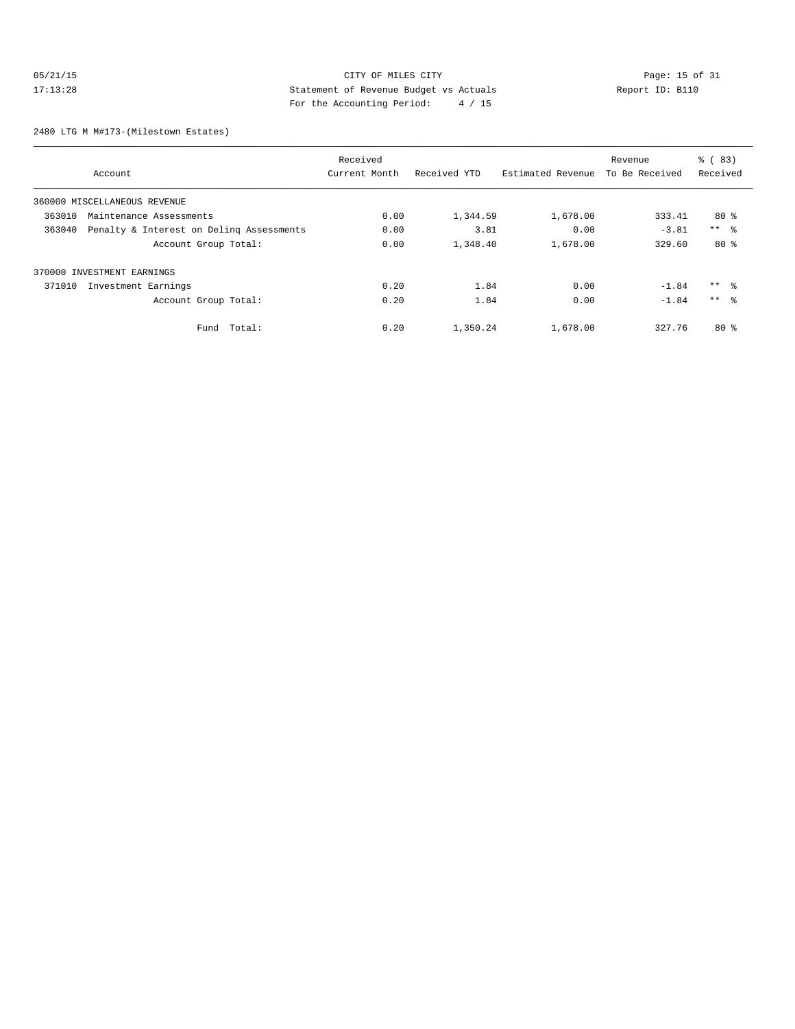CITY OF MILES CITY

Statement of Revenue Budget vs Actuals

For the Accounting Period: 4 / 15

05/21/15 17:13:28 Report ID: B110

2480 LTG M M#173-(Milestown Estates)

| Account | Received Current Month | Received YTD | Estimated Revenue | Revenue To Be Received | % ( 83) Received |
|---|---|---|---|---|---|
| 360000 MISCELLANEOUS REVENUE | | | | | |
| 363010 Maintenance Assessments | 0.00 | 1,344.59 | 1,678.00 | 333.41 | 80 % |
| 363040 Penalty & Interest on Delinq Assessments | 0.00 | 3.81 | 0.00 | -3.81 | ** % |
| Account Group Total: | 0.00 | 1,348.40 | 1,678.00 | 329.60 | 80 % |
| 370000 INVESTMENT EARNINGS | | | | | |
| 371010 Investment Earnings | 0.20 | 1.84 | 0.00 | -1.84 | ** % |
| Account Group Total: | 0.20 | 1.84 | 0.00 | -1.84 | ** % |
| Fund Total: | 0.20 | 1,350.24 | 1,678.00 | 327.76 | 80 % |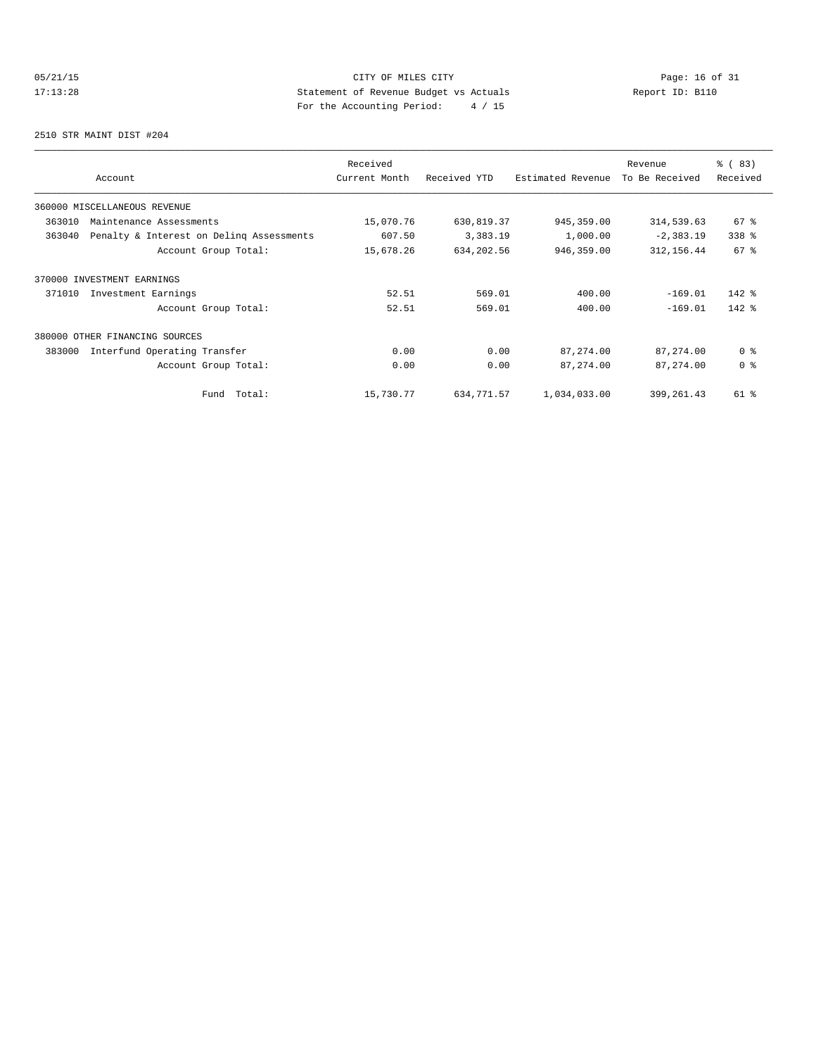CITY OF MILES CITY

Statement of Revenue Budget vs Actuals

For the Accounting Period: 4 / 15

05/21/15 17:13:28 Report ID: B110

2510 STR MAINT DIST #204

| Account | Received Current Month | Received YTD | Estimated Revenue | Revenue To Be Received | % ( 83) Received |
|---|---|---|---|---|---|
| 360000 MISCELLANEOUS REVENUE | | | | | |
| 363010 Maintenance Assessments | 15,070.76 | 630,819.37 | 945,359.00 | 314,539.63 | 67 % |
| 363040 Penalty & Interest on Delinq Assessments | 607.50 | 3,383.19 | 1,000.00 | -2,383.19 | 338 % |
| Account Group Total: | 15,678.26 | 634,202.56 | 946,359.00 | 312,156.44 | 67 % |
| 370000 INVESTMENT EARNINGS | | | | | |
| 371010 Investment Earnings | 52.51 | 569.01 | 400.00 | -169.01 | 142 % |
| Account Group Total: | 52.51 | 569.01 | 400.00 | -169.01 | 142 % |
| 380000 OTHER FINANCING SOURCES | | | | | |
| 383000 Interfund Operating Transfer | 0.00 | 0.00 | 87,274.00 | 87,274.00 | 0 % |
| Account Group Total: | 0.00 | 0.00 | 87,274.00 | 87,274.00 | 0 % |
| Fund Total: | 15,730.77 | 634,771.57 | 1,034,033.00 | 399,261.43 | 61 % |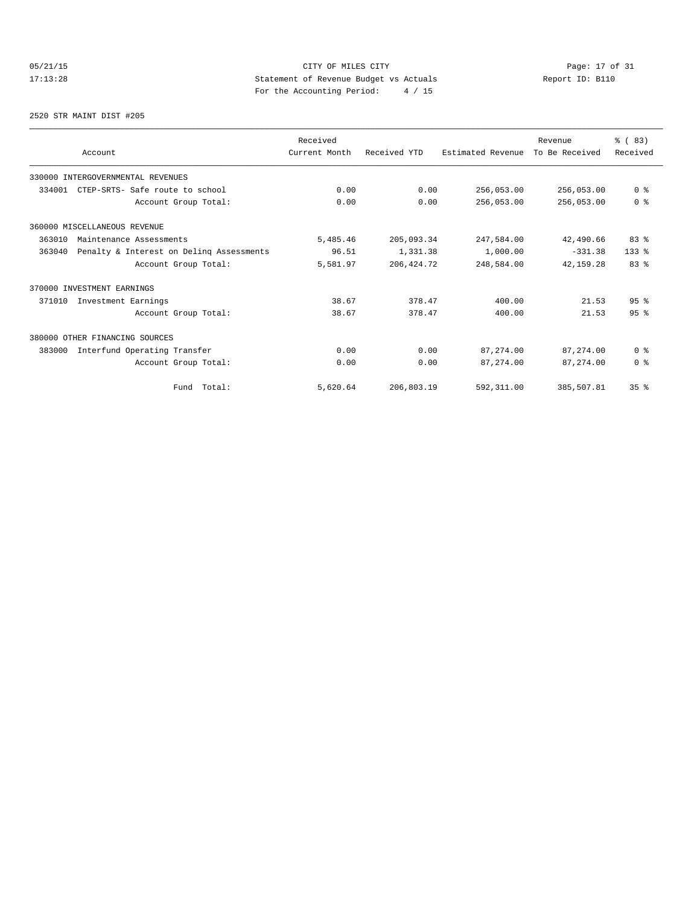CITY OF MILES CITY
Statement of Revenue Budget vs Actuals
For the Accounting Period: 4 / 15

05/21/15
17:13:28

Report ID: B110

2520 STR MAINT DIST #205

| Account | Received Current Month | Received YTD | Estimated Revenue | Revenue To Be Received | % ( 83) Received |
|---|---|---|---|---|---|
| 330000 INTERGOVERNMENTAL REVENUES | | | | | |
| 334001 CTEP-SRTS- Safe route to school | 0.00 | 0.00 | 256,053.00 | 256,053.00 | 0 % |
| Account Group Total: | 0.00 | 0.00 | 256,053.00 | 256,053.00 | 0 % |
| 360000 MISCELLANEOUS REVENUE | | | | | |
| 363010 Maintenance Assessments | 5,485.46 | 205,093.34 | 247,584.00 | 42,490.66 | 83 % |
| 363040 Penalty & Interest on Delinq Assessments | 96.51 | 1,331.38 | 1,000.00 | -331.38 | 133 % |
| Account Group Total: | 5,581.97 | 206,424.72 | 248,584.00 | 42,159.28 | 83 % |
| 370000 INVESTMENT EARNINGS | | | | | |
| 371010 Investment Earnings | 38.67 | 378.47 | 400.00 | 21.53 | 95 % |
| Account Group Total: | 38.67 | 378.47 | 400.00 | 21.53 | 95 % |
| 380000 OTHER FINANCING SOURCES | | | | | |
| 383000 Interfund Operating Transfer | 0.00 | 0.00 | 87,274.00 | 87,274.00 | 0 % |
| Account Group Total: | 0.00 | 0.00 | 87,274.00 | 87,274.00 | 0 % |
| Fund Total: | 5,620.64 | 206,803.19 | 592,311.00 | 385,507.81 | 35 % |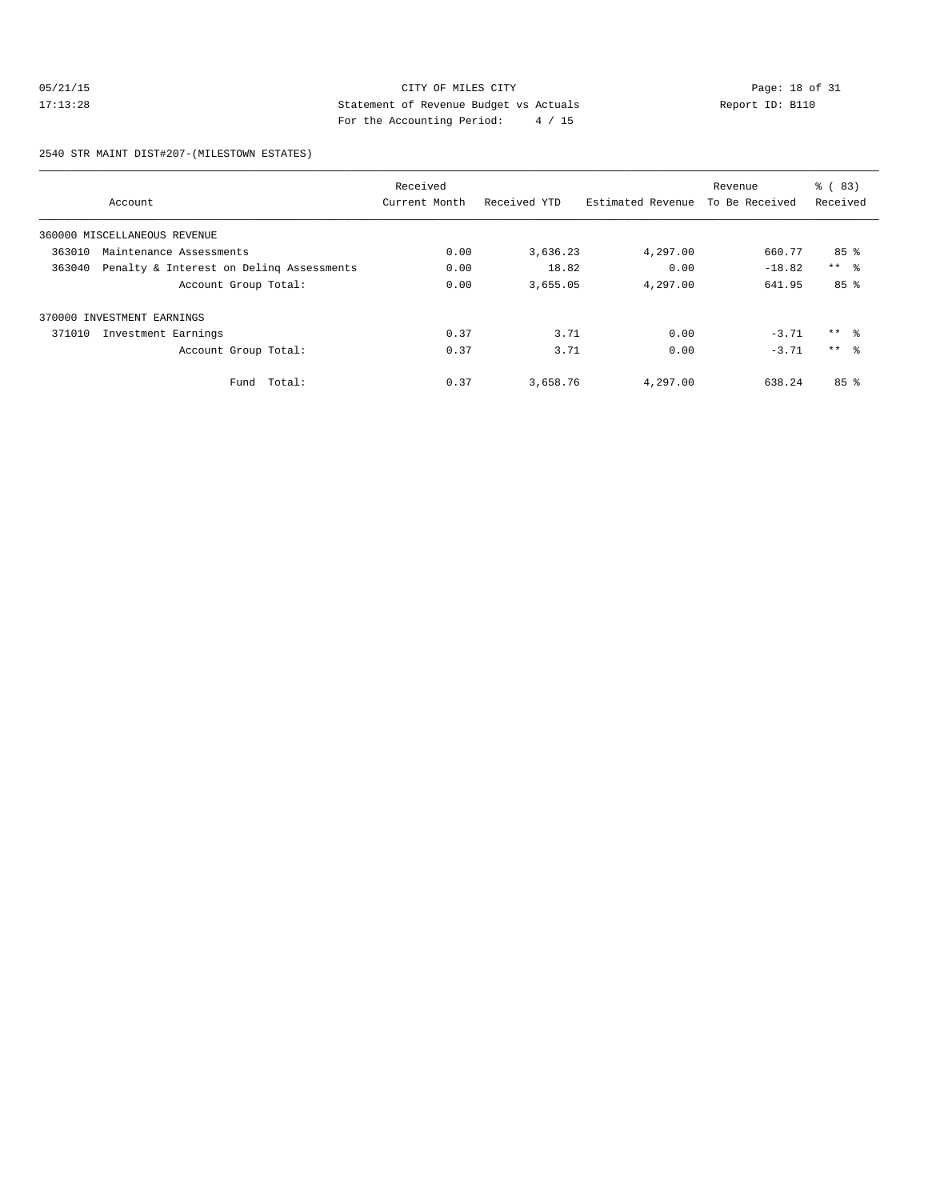CITY OF MILES CITY
Statement of Revenue Budget vs Actuals
For the Accounting Period: 4 / 15

05/21/15
17:13:28

Report ID: B110

2540 STR MAINT DIST#207-(MILESTOWN ESTATES)

| Account | Received Current Month | Received YTD | Estimated Revenue | Revenue To Be Received | % ( 83) Received |
|---|---|---|---|---|---|
| 360000 MISCELLANEOUS REVENUE | | | | | |
| 363010 Maintenance Assessments | 0.00 | 3,636.23 | 4,297.00 | 660.77 | 85 % |
| 363040 Penalty & Interest on Delinq Assessments | 0.00 | 18.82 | 0.00 | -18.82 | ** % |
| Account Group Total: | 0.00 | 3,655.05 | 4,297.00 | 641.95 | 85 % |
| 370000 INVESTMENT EARNINGS | | | | | |
| 371010 Investment Earnings | 0.37 | 3.71 | 0.00 | -3.71 | ** % |
| Account Group Total: | 0.37 | 3.71 | 0.00 | -3.71 | ** % |
| Fund Total: | 0.37 | 3,658.76 | 4,297.00 | 638.24 | 85 % |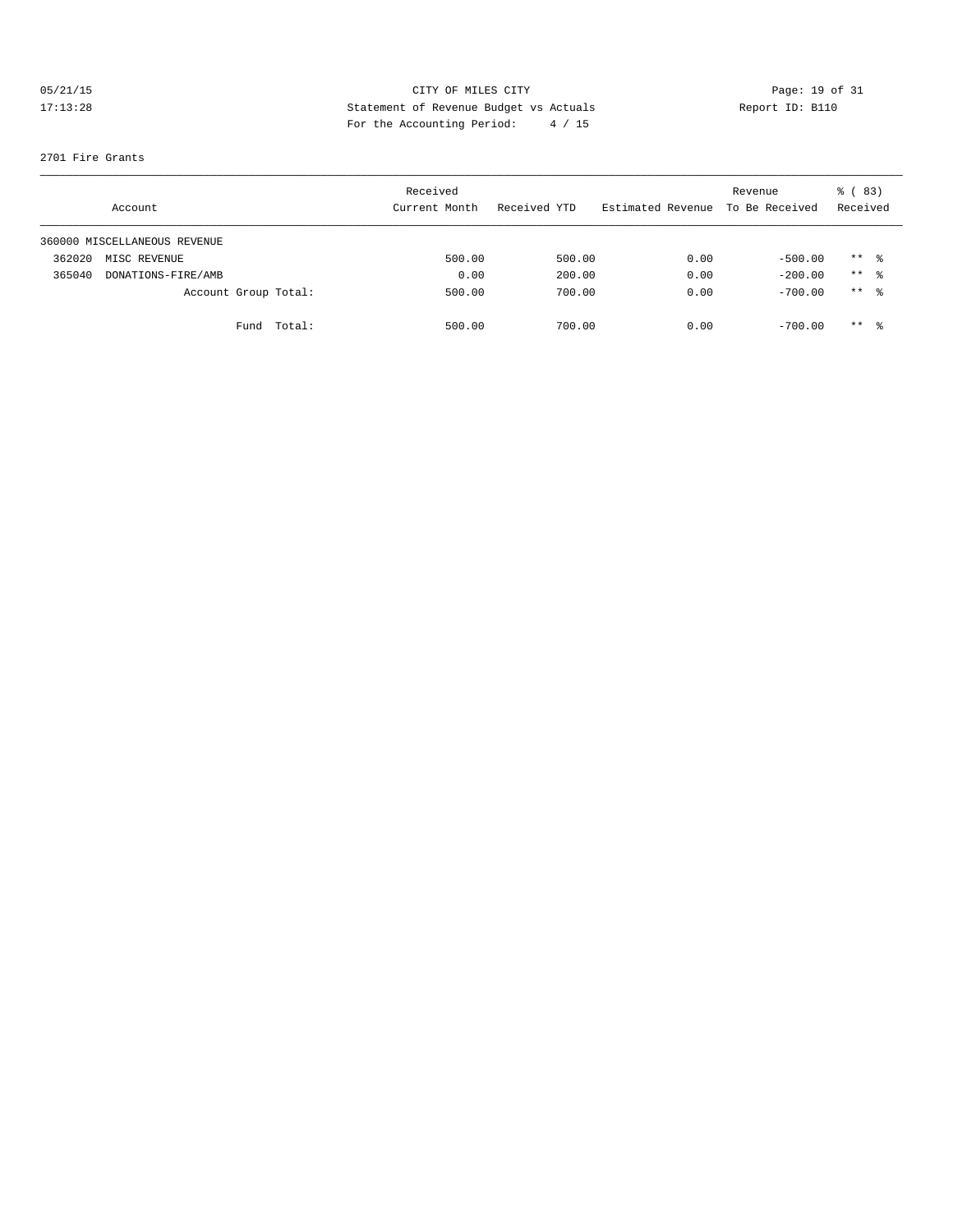CITY OF MILES CITY
Statement of Revenue Budget vs Actuals
For the Accounting Period: 4 / 15

05/21/15
17:13:28

Report ID: B110

2701 Fire Grants

| Account | Received Current Month | Received YTD | Estimated Revenue | Revenue To Be Received | % ( 83) Received |
|---|---|---|---|---|---|
| 360000 MISCELLANEOUS REVENUE | | | | | |
| 362020 MISC REVENUE | 500.00 | 500.00 | 0.00 | -500.00 | ** % |
| 365040 DONATIONS-FIRE/AMB | 0.00 | 200.00 | 0.00 | -200.00 | ** % |
| Account Group Total: | 500.00 | 700.00 | 0.00 | -700.00 | ** % |
| Fund Total: | 500.00 | 700.00 | 0.00 | -700.00 | ** % |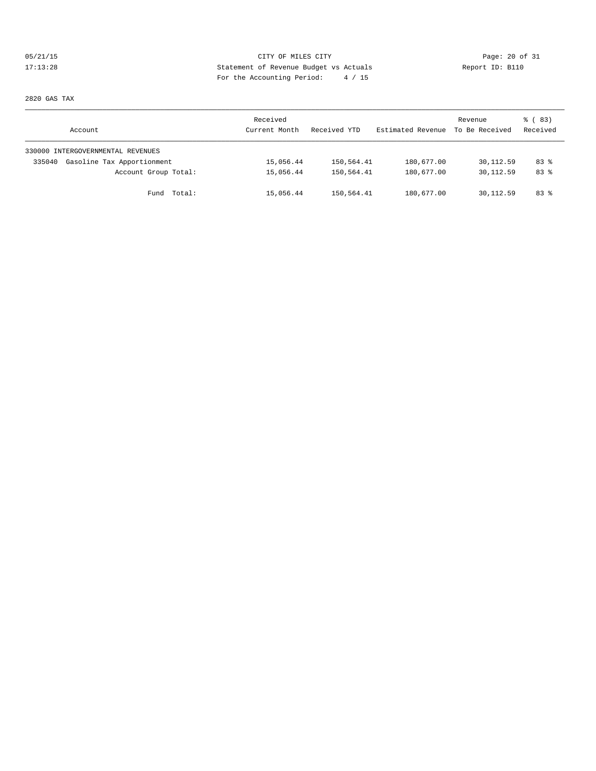CITY OF MILES CITY
Statement of Revenue Budget vs Actuals
For the Accounting Period: 4 / 15

05/21/15
17:13:28

Report ID: B110

2820 GAS TAX

| Account | Received Current Month | Received YTD | Estimated Revenue | Revenue To Be Received | % ( 83) Received |
|---|---|---|---|---|---|
| 330000 INTERGOVERNMENTAL REVENUES | | | | | |
| 335040 Gasoline Tax Apportionment | 15,056.44 | 150,564.41 | 180,677.00 | 30,112.59 | 83 % |
| Account Group Total: | 15,056.44 | 150,564.41 | 180,677.00 | 30,112.59 | 83 % |
| Fund Total: | 15,056.44 | 150,564.41 | 180,677.00 | 30,112.59 | 83 % |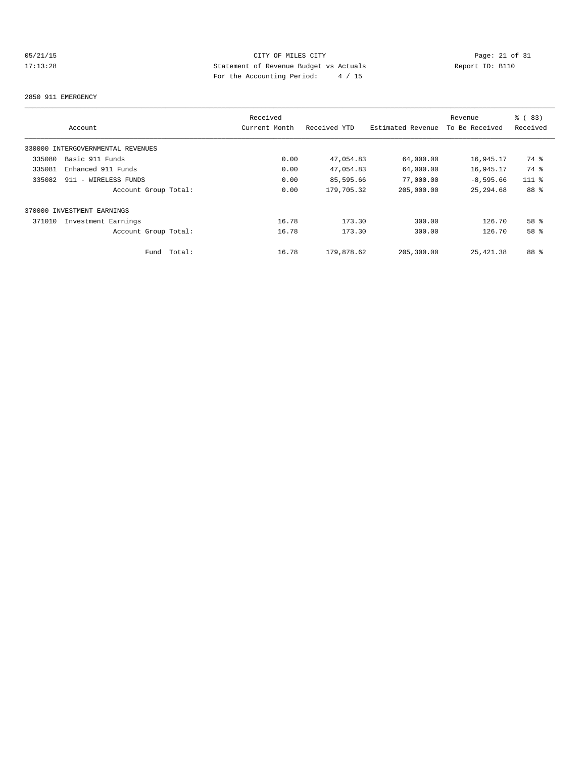CITY OF MILES CITY
Statement of Revenue Budget vs Actuals
For the Accounting Period: 4 / 15

05/21/15
17:13:28

Report ID: B110

2850 911 EMERGENCY

| Account | Received Current Month | Received YTD | Estimated Revenue | Revenue To Be Received | % ( 83) Received |
|---|---|---|---|---|---|
| 330000 INTERGOVERNMENTAL REVENUES | | | | | |
| 335080 Basic 911 Funds | 0.00 | 47,054.83 | 64,000.00 | 16,945.17 | 74 % |
| 335081 Enhanced 911 Funds | 0.00 | 47,054.83 | 64,000.00 | 16,945.17 | 74 % |
| 335082 911 - WIRELESS FUNDS | 0.00 | 85,595.66 | 77,000.00 | -8,595.66 | 111 % |
| Account Group Total: | 0.00 | 179,705.32 | 205,000.00 | 25,294.68 | 88 % |
| 370000 INVESTMENT EARNINGS | | | | | |
| 371010 Investment Earnings | 16.78 | 173.30 | 300.00 | 126.70 | 58 % |
| Account Group Total: | 16.78 | 173.30 | 300.00 | 126.70 | 58 % |
| Fund Total: | 16.78 | 179,878.62 | 205,300.00 | 25,421.38 | 88 % |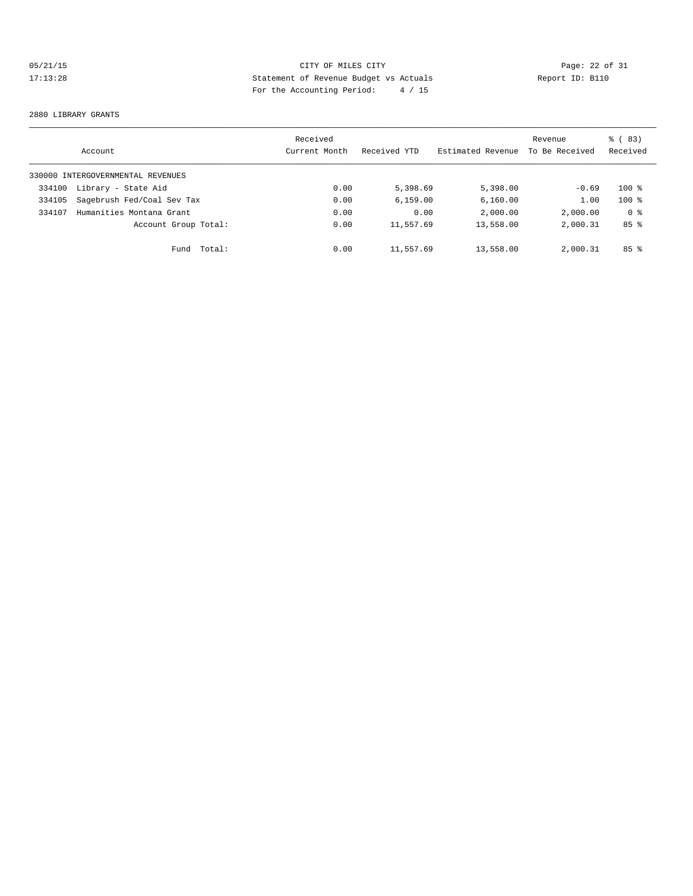CITY OF MILES CITY
Statement of Revenue Budget vs Actuals
For the Accounting Period: 4 / 15

05/21/15
17:13:28

Report ID: B110

2880 LIBRARY GRANTS

| Account | Received Current Month | Received YTD | Estimated Revenue | Revenue To Be Received | % ( 83) Received |
|---|---|---|---|---|---|
| 330000 INTERGOVERNMENTAL REVENUES | | | | | |
| 334100 Library - State Aid | 0.00 | 5,398.69 | 5,398.00 | -0.69 | 100 % |
| 334105 Sagebrush Fed/Coal Sev Tax | 0.00 | 6,159.00 | 6,160.00 | 1.00 | 100 % |
| 334107 Humanities Montana Grant | 0.00 | 0.00 | 2,000.00 | 2,000.00 | 0 % |
| Account Group Total: | 0.00 | 11,557.69 | 13,558.00 | 2,000.31 | 85 % |
| Fund Total: | 0.00 | 11,557.69 | 13,558.00 | 2,000.31 | 85 % |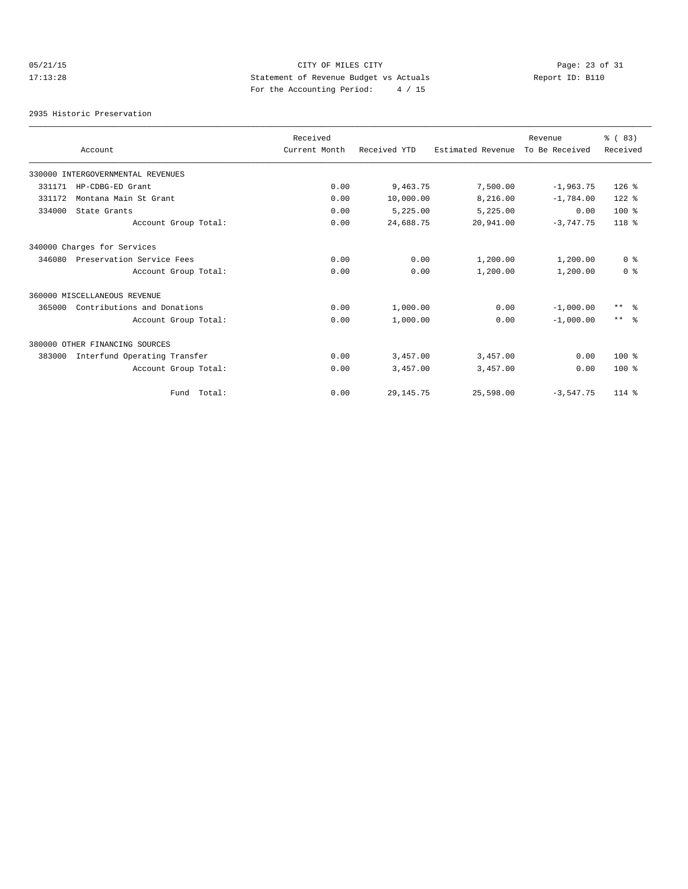CITY OF MILES CITY
Statement of Revenue Budget vs Actuals
For the Accounting Period: 4 / 15

05/21/15 17:13:28 Report ID: B110

2935 Historic Preservation

| Account | Received Current Month | Received YTD | Estimated Revenue | Revenue To Be Received | % ( 83) Received |
|---|---|---|---|---|---|
| 330000 INTERGOVERNMENTAL REVENUES | | | | | |
| 331171 HP-CDBG-ED Grant | 0.00 | 9,463.75 | 7,500.00 | -1,963.75 | 126 % |
| 331172 Montana Main St Grant | 0.00 | 10,000.00 | 8,216.00 | -1,784.00 | 122 % |
| 334000 State Grants | 0.00 | 5,225.00 | 5,225.00 | 0.00 | 100 % |
| Account Group Total: | 0.00 | 24,688.75 | 20,941.00 | -3,747.75 | 118 % |
| 340000 Charges for Services | | | | | |
| 346080 Preservation Service Fees | 0.00 | 0.00 | 1,200.00 | 1,200.00 | 0 % |
| Account Group Total: | 0.00 | 0.00 | 1,200.00 | 1,200.00 | 0 % |
| 360000 MISCELLANEOUS REVENUE | | | | | |
| 365000 Contributions and Donations | 0.00 | 1,000.00 | 0.00 | -1,000.00 | ** % |
| Account Group Total: | 0.00 | 1,000.00 | 0.00 | -1,000.00 | ** % |
| 380000 OTHER FINANCING SOURCES | | | | | |
| 383000 Interfund Operating Transfer | 0.00 | 3,457.00 | 3,457.00 | 0.00 | 100 % |
| Account Group Total: | 0.00 | 3,457.00 | 3,457.00 | 0.00 | 100 % |
| Fund Total: | 0.00 | 29,145.75 | 25,598.00 | -3,547.75 | 114 % |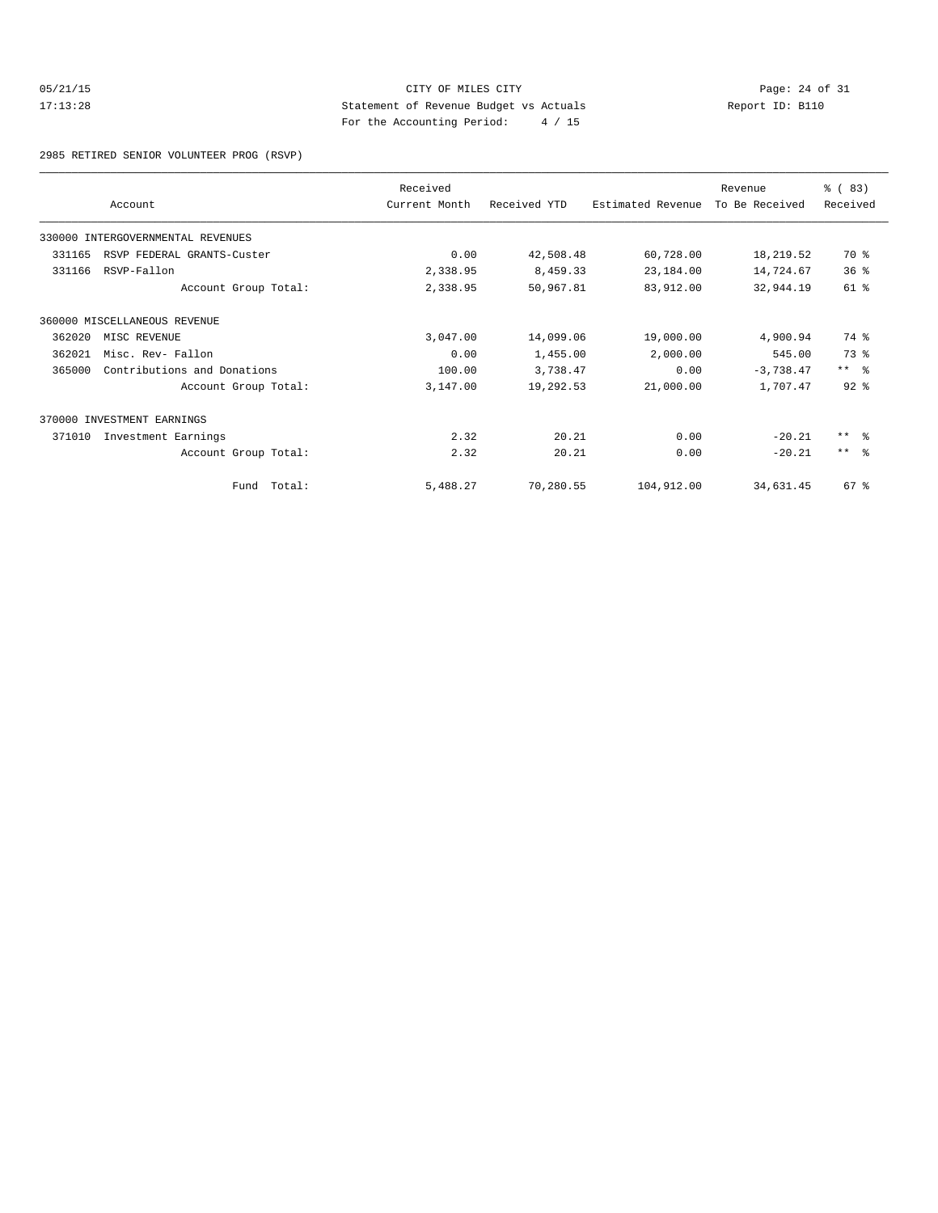CITY OF MILES CITY
Statement of Revenue Budget vs Actuals
For the Accounting Period: 4 / 15

05/21/15
17:13:28

Report ID: B110

2985 RETIRED SENIOR VOLUNTEER PROG (RSVP)

| Account | Received Current Month | Received YTD | Estimated Revenue | Revenue To Be Received | % ( 83) Received |
|---|---|---|---|---|---|
| 330000 INTERGOVERNMENTAL REVENUES | | | | | |
| 331165 RSVP FEDERAL GRANTS-Custer | 0.00 | 42,508.48 | 60,728.00 | 18,219.52 | 70 % |
| 331166 RSVP-Fallon | 2,338.95 | 8,459.33 | 23,184.00 | 14,724.67 | 36 % |
| Account Group Total: | 2,338.95 | 50,967.81 | 83,912.00 | 32,944.19 | 61 % |
| 360000 MISCELLANEOUS REVENUE | | | | | |
| 362020 MISC REVENUE | 3,047.00 | 14,099.06 | 19,000.00 | 4,900.94 | 74 % |
| 362021 Misc. Rev- Fallon | 0.00 | 1,455.00 | 2,000.00 | 545.00 | 73 % |
| 365000 Contributions and Donations | 100.00 | 3,738.47 | 0.00 | -3,738.47 | ** % |
| Account Group Total: | 3,147.00 | 19,292.53 | 21,000.00 | 1,707.47 | 92 % |
| 370000 INVESTMENT EARNINGS | | | | | |
| 371010 Investment Earnings | 2.32 | 20.21 | 0.00 | -20.21 | ** % |
| Account Group Total: | 2.32 | 20.21 | 0.00 | -20.21 | ** % |
| Fund Total: | 5,488.27 | 70,280.55 | 104,912.00 | 34,631.45 | 67 % |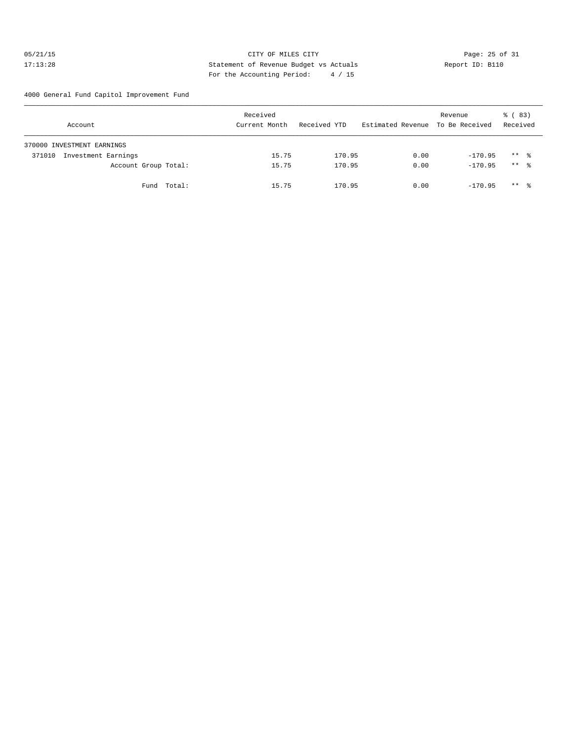CITY OF MILES CITY
Statement of Revenue Budget vs Actuals
For the Accounting Period: 4 / 15

05/21/15
17:13:28

Report ID: B110

4000 General Fund Capitol Improvement Fund

| Account | Received Current Month | Received YTD | Estimated Revenue | Revenue To Be Received | % ( 83) Received |
|---|---|---|---|---|---|
| 370000 INVESTMENT EARNINGS | | | | | |
| 371010 Investment Earnings | 15.75 | 170.95 | 0.00 | -170.95 | ** % |
| Account Group Total: | 15.75 | 170.95 | 0.00 | -170.95 | ** % |
| Fund Total: | 15.75 | 170.95 | 0.00 | -170.95 | ** % |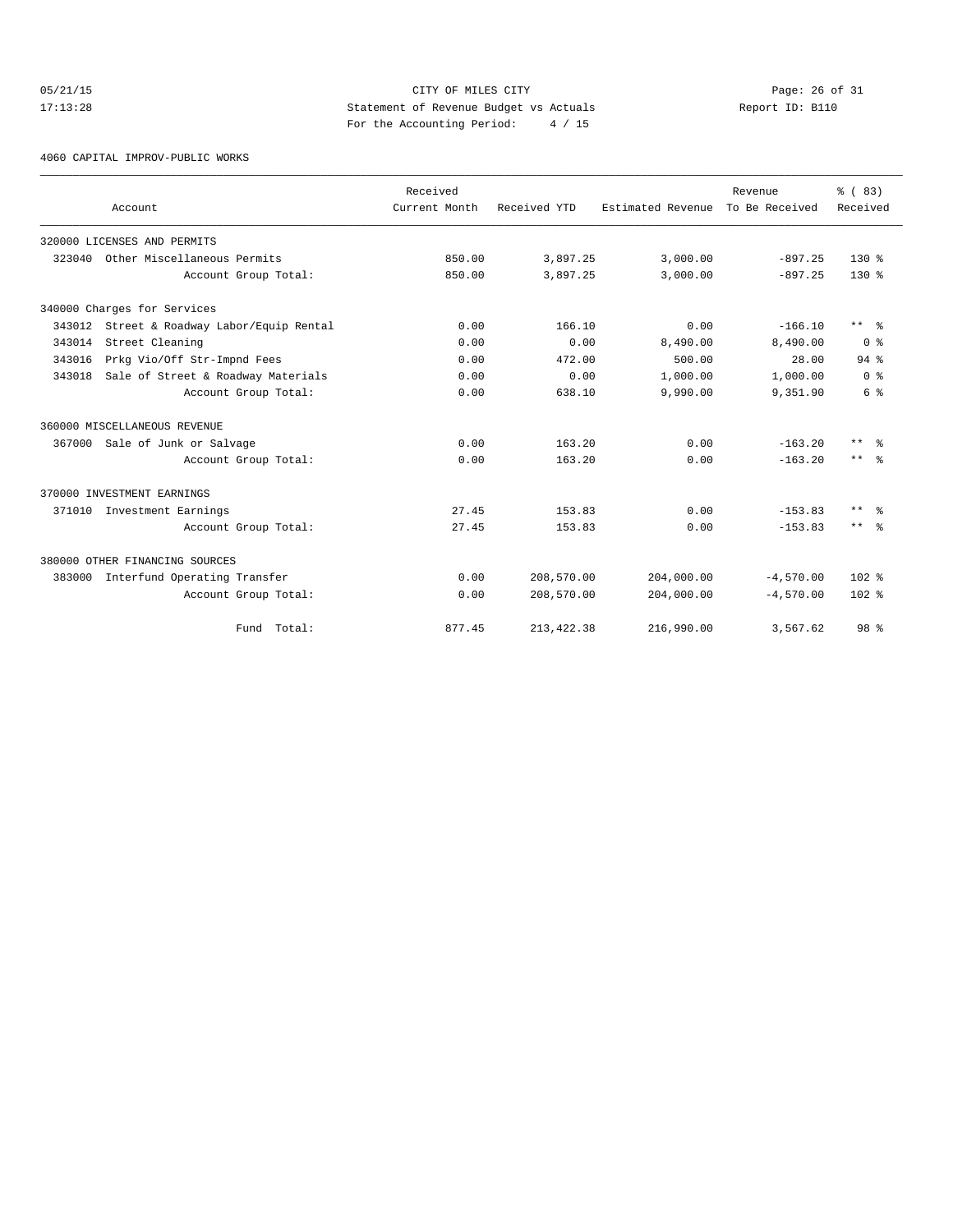05/21/15 CITY OF MILES CITY
17:13:28 Statement of Revenue Budget vs Actuals Report ID: B110
For the Accounting Period: 4 / 15

4060 CAPITAL IMPROV-PUBLIC WORKS

| Account | Received Current Month | Received YTD | Estimated Revenue | Revenue To Be Received | % ( 83) Received |
|---|---|---|---|---|---|
| 320000 LICENSES AND PERMITS | | | | | |
| 323040 Other Miscellaneous Permits | 850.00 | 3,897.25 | 3,000.00 | -897.25 | 130 % |
| Account Group Total: | 850.00 | 3,897.25 | 3,000.00 | -897.25 | 130 % |
| 340000 Charges for Services | | | | | |
| 343012 Street & Roadway Labor/Equip Rental | 0.00 | 166.10 | 0.00 | -166.10 | ** % |
| 343014 Street Cleaning | 0.00 | 0.00 | 8,490.00 | 8,490.00 | 0 % |
| 343016 Prkg Vio/Off Str-Impnd Fees | 0.00 | 472.00 | 500.00 | 28.00 | 94 % |
| 343018 Sale of Street & Roadway Materials | 0.00 | 0.00 | 1,000.00 | 1,000.00 | 0 % |
| Account Group Total: | 0.00 | 638.10 | 9,990.00 | 9,351.90 | 6 % |
| 360000 MISCELLANEOUS REVENUE | | | | | |
| 367000 Sale of Junk or Salvage | 0.00 | 163.20 | 0.00 | -163.20 | ** % |
| Account Group Total: | 0.00 | 163.20 | 0.00 | -163.20 | ** % |
| 370000 INVESTMENT EARNINGS | | | | | |
| 371010 Investment Earnings | 27.45 | 153.83 | 0.00 | -153.83 | ** % |
| Account Group Total: | 27.45 | 153.83 | 0.00 | -153.83 | ** % |
| 380000 OTHER FINANCING SOURCES | | | | | |
| 383000 Interfund Operating Transfer | 0.00 | 208,570.00 | 204,000.00 | -4,570.00 | 102 % |
| Account Group Total: | 0.00 | 208,570.00 | 204,000.00 | -4,570.00 | 102 % |
| Fund Total: | 877.45 | 213,422.38 | 216,990.00 | 3,567.62 | 98 % |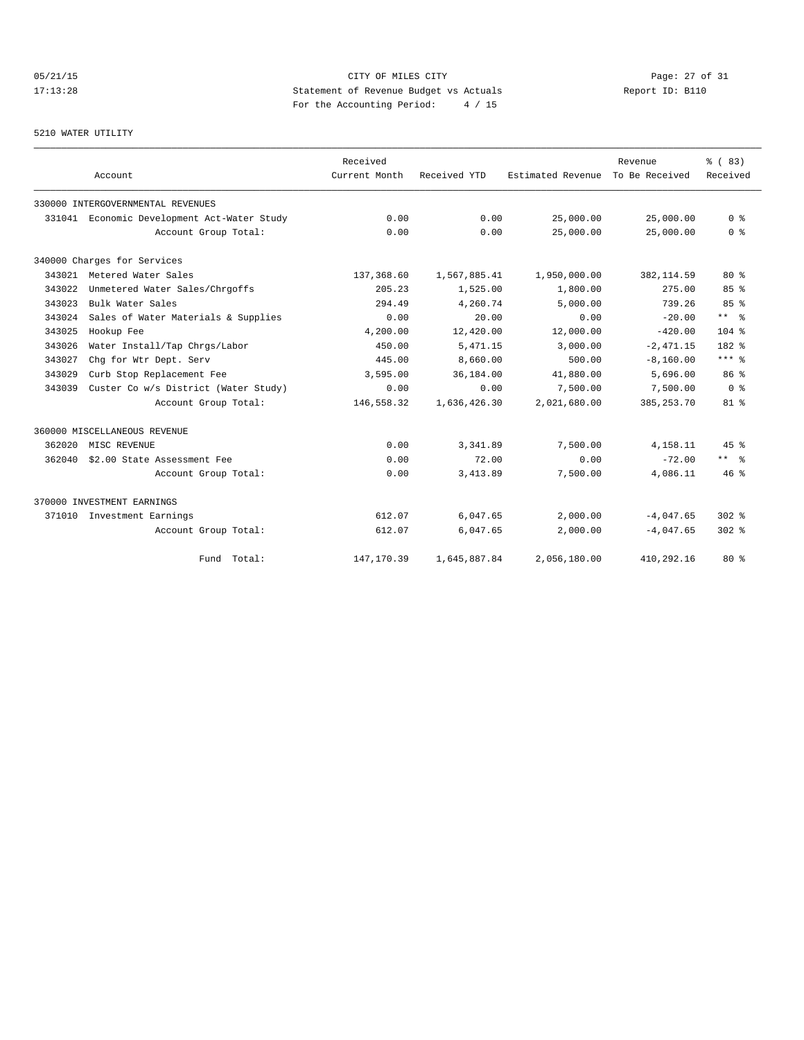05/21/15 CITY OF MILES CITY
17:13:28 Statement of Revenue Budget vs Actuals Report ID: B110
For the Accounting Period: 4 / 15

5210 WATER UTILITY

| Account | Received Current Month | Received YTD | Estimated Revenue | Revenue To Be Received | % ( 83) Received |
|---|---|---|---|---|---|
| 330000 INTERGOVERNMENTAL REVENUES | | | | | |
| 331041 Economic Development Act-Water Study | 0.00 | 0.00 | 25,000.00 | 25,000.00 | 0 % |
| Account Group Total: | 0.00 | 0.00 | 25,000.00 | 25,000.00 | 0 % |
| 340000 Charges for Services | | | | | |
| 343021 Metered Water Sales | 137,368.60 | 1,567,885.41 | 1,950,000.00 | 382,114.59 | 80 % |
| 343022 Unmetered Water Sales/Chrgoffs | 205.23 | 1,525.00 | 1,800.00 | 275.00 | 85 % |
| 343023 Bulk Water Sales | 294.49 | 4,260.74 | 5,000.00 | 739.26 | 85 % |
| 343024 Sales of Water Materials & Supplies | 0.00 | 20.00 | 0.00 | -20.00 | ** % |
| 343025 Hookup Fee | 4,200.00 | 12,420.00 | 12,000.00 | -420.00 | 104 % |
| 343026 Water Install/Tap Chrgs/Labor | 450.00 | 5,471.15 | 3,000.00 | -2,471.15 | 182 % |
| 343027 Chg for Wtr Dept. Serv | 445.00 | 8,660.00 | 500.00 | -8,160.00 | *** % |
| 343029 Curb Stop Replacement Fee | 3,595.00 | 36,184.00 | 41,880.00 | 5,696.00 | 86 % |
| 343039 Custer Co w/s District (Water Study) | 0.00 | 0.00 | 7,500.00 | 7,500.00 | 0 % |
| Account Group Total: | 146,558.32 | 1,636,426.30 | 2,021,680.00 | 385,253.70 | 81 % |
| 360000 MISCELLANEOUS REVENUE | | | | | |
| 362020 MISC REVENUE | 0.00 | 3,341.89 | 7,500.00 | 4,158.11 | 45 % |
| 362040 $2.00 State Assessment Fee | 0.00 | 72.00 | 0.00 | -72.00 | ** % |
| Account Group Total: | 0.00 | 3,413.89 | 7,500.00 | 4,086.11 | 46 % |
| 370000 INVESTMENT EARNINGS | | | | | |
| 371010 Investment Earnings | 612.07 | 6,047.65 | 2,000.00 | -4,047.65 | 302 % |
| Account Group Total: | 612.07 | 6,047.65 | 2,000.00 | -4,047.65 | 302 % |
| Fund Total: | 147,170.39 | 1,645,887.84 | 2,056,180.00 | 410,292.16 | 80 % |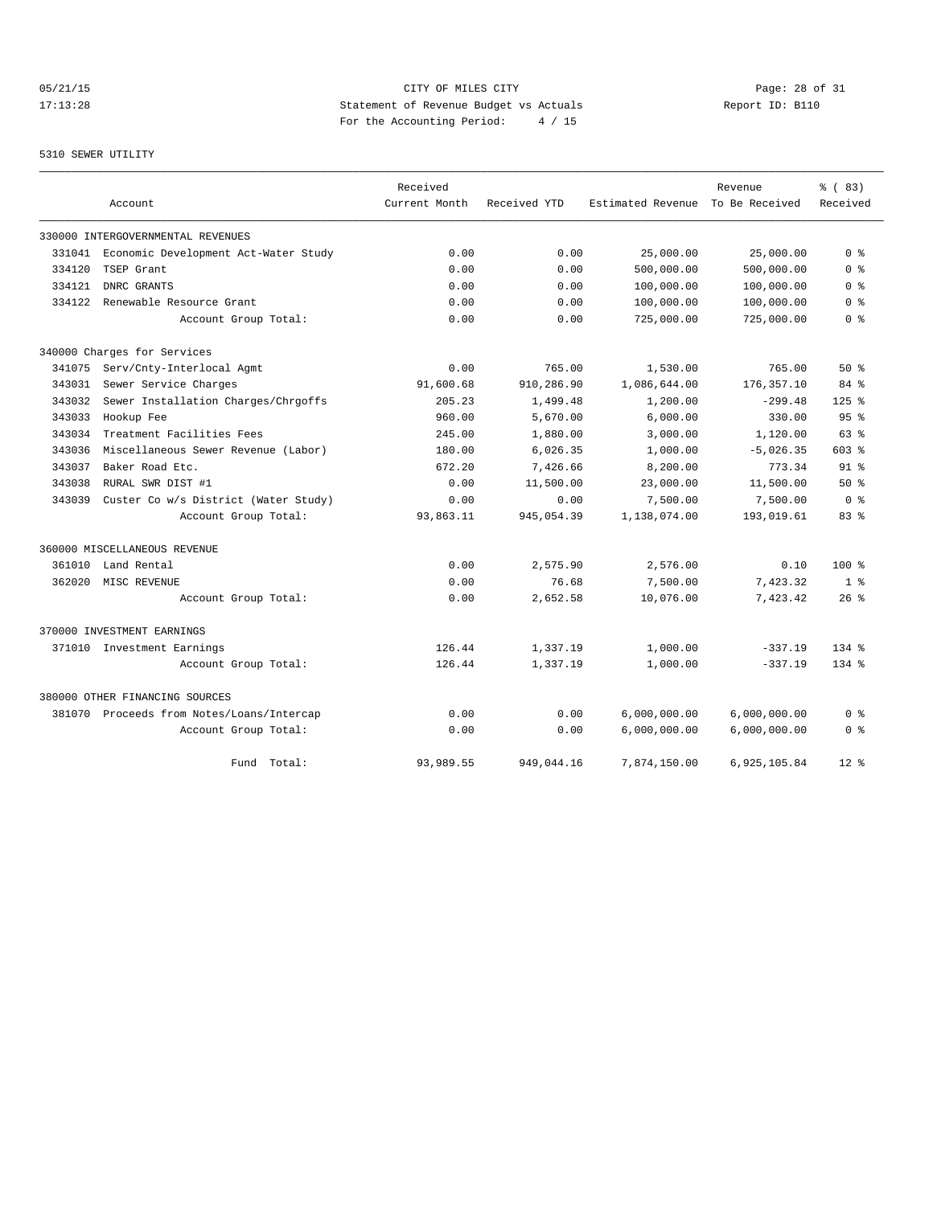CITY OF MILES CITY
Statement of Revenue Budget vs Actuals
For the Accounting Period: 4 / 15

05/21/15
17:13:28

Report ID: B110

5310 SEWER UTILITY

| Account | | Received Current Month | Received YTD | Estimated Revenue | Revenue To Be Received | % ( 83) Received |
|---|---|---|---|---|---|---|
| 330000 INTERGOVERNMENTAL REVENUES | | | | | | |
| 331041 | Economic Development Act-Water Study | 0.00 | 0.00 | 25,000.00 | 25,000.00 | 0 % |
| 334120 | TSEP Grant | 0.00 | 0.00 | 500,000.00 | 500,000.00 | 0 % |
| 334121 | DNRC GRANTS | 0.00 | 0.00 | 100,000.00 | 100,000.00 | 0 % |
| 334122 | Renewable Resource Grant | 0.00 | 0.00 | 100,000.00 | 100,000.00 | 0 % |
| | Account Group Total: | 0.00 | 0.00 | 725,000.00 | 725,000.00 | 0 % |
| 340000 Charges for Services | | | | | | |
| 341075 | Serv/Cnty-Interlocal Agmt | 0.00 | 765.00 | 1,530.00 | 765.00 | 50 % |
| 343031 | Sewer Service Charges | 91,600.68 | 910,286.90 | 1,086,644.00 | 176,357.10 | 84 % |
| 343032 | Sewer Installation Charges/Chrgoffs | 205.23 | 1,499.48 | 1,200.00 | -299.48 | 125 % |
| 343033 | Hookup Fee | 960.00 | 5,670.00 | 6,000.00 | 330.00 | 95 % |
| 343034 | Treatment Facilities Fees | 245.00 | 1,880.00 | 3,000.00 | 1,120.00 | 63 % |
| 343036 | Miscellaneous Sewer Revenue (Labor) | 180.00 | 6,026.35 | 1,000.00 | -5,026.35 | 603 % |
| 343037 | Baker Road Etc. | 672.20 | 7,426.66 | 8,200.00 | 773.34 | 91 % |
| 343038 | RURAL SWR DIST #1 | 0.00 | 11,500.00 | 23,000.00 | 11,500.00 | 50 % |
| 343039 | Custer Co w/s District (Water Study) | 0.00 | 0.00 | 7,500.00 | 7,500.00 | 0 % |
| | Account Group Total: | 93,863.11 | 945,054.39 | 1,138,074.00 | 193,019.61 | 83 % |
| 360000 MISCELLANEOUS REVENUE | | | | | | |
| 361010 | Land Rental | 0.00 | 2,575.90 | 2,576.00 | 0.10 | 100 % |
| 362020 | MISC REVENUE | 0.00 | 76.68 | 7,500.00 | 7,423.32 | 1 % |
| | Account Group Total: | 0.00 | 2,652.58 | 10,076.00 | 7,423.42 | 26 % |
| 370000 INVESTMENT EARNINGS | | | | | | |
| 371010 | Investment Earnings | 126.44 | 1,337.19 | 1,000.00 | -337.19 | 134 % |
| | Account Group Total: | 126.44 | 1,337.19 | 1,000.00 | -337.19 | 134 % |
| 380000 OTHER FINANCING SOURCES | | | | | | |
| 381070 | Proceeds from Notes/Loans/Intercap | 0.00 | 0.00 | 6,000,000.00 | 6,000,000.00 | 0 % |
| | Account Group Total: | 0.00 | 0.00 | 6,000,000.00 | 6,000,000.00 | 0 % |
| | Fund Total: | 93,989.55 | 949,044.16 | 7,874,150.00 | 6,925,105.84 | 12 % |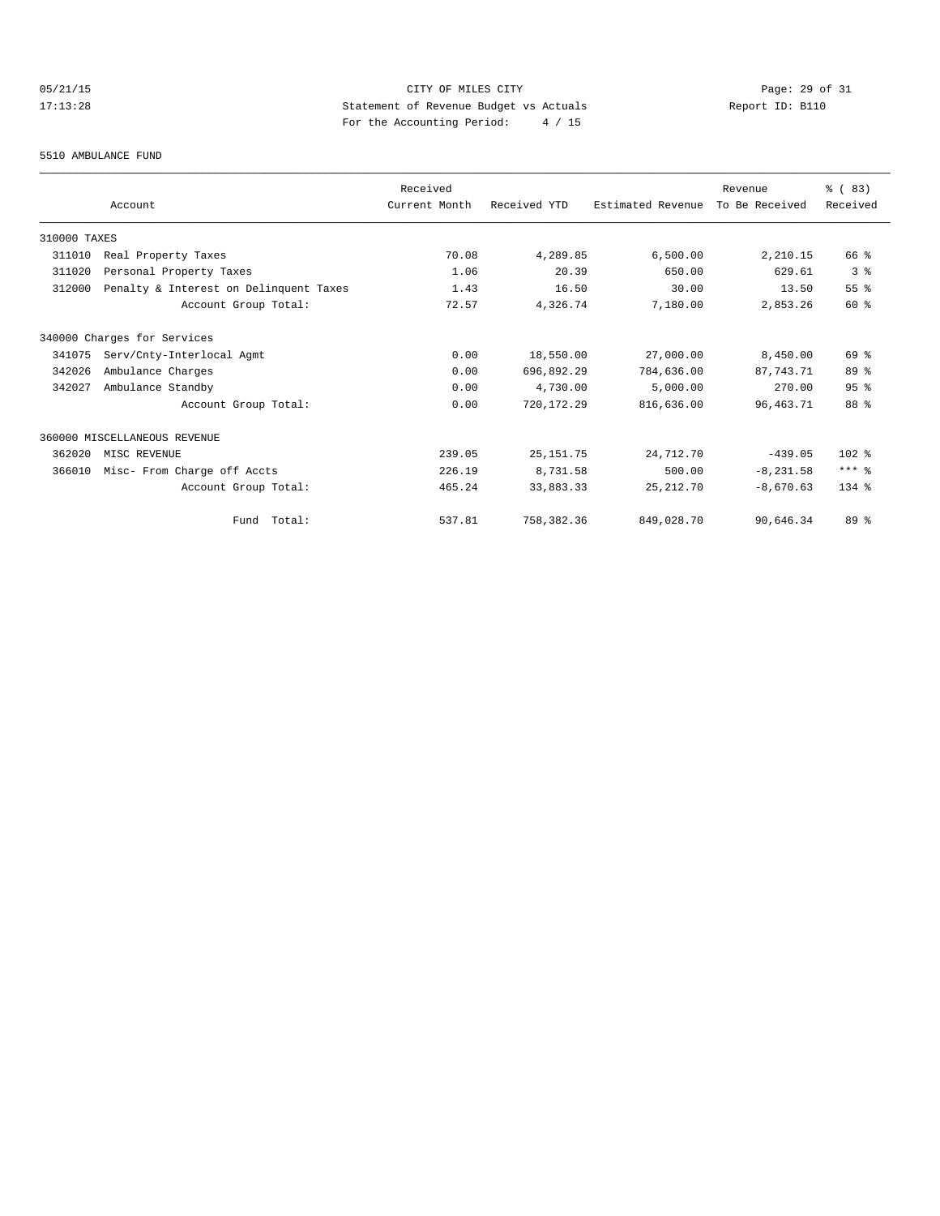CITY OF MILES CITY
Statement of Revenue Budget vs Actuals
For the Accounting Period: 4 / 15

05/21/15
17:13:28

Report ID: B110

5510 AMBULANCE FUND

| Account | Received Current Month | Received YTD | Estimated Revenue | Revenue To Be Received | % ( 83) Received |
|---|---|---|---|---|---|
| 310000 TAXES | | | | | |
| 311010 Real Property Taxes | 70.08 | 4,289.85 | 6,500.00 | 2,210.15 | 66 % |
| 311020 Personal Property Taxes | 1.06 | 20.39 | 650.00 | 629.61 | 3 % |
| 312000 Penalty & Interest on Delinquent Taxes | 1.43 | 16.50 | 30.00 | 13.50 | 55 % |
| Account Group Total: | 72.57 | 4,326.74 | 7,180.00 | 2,853.26 | 60 % |
| 340000 Charges for Services | | | | | |
| 341075 Serv/Cnty-Interlocal Agmt | 0.00 | 18,550.00 | 27,000.00 | 8,450.00 | 69 % |
| 342026 Ambulance Charges | 0.00 | 696,892.29 | 784,636.00 | 87,743.71 | 89 % |
| 342027 Ambulance Standby | 0.00 | 4,730.00 | 5,000.00 | 270.00 | 95 % |
| Account Group Total: | 0.00 | 720,172.29 | 816,636.00 | 96,463.71 | 88 % |
| 360000 MISCELLANEOUS REVENUE | | | | | |
| 362020 MISC REVENUE | 239.05 | 25,151.75 | 24,712.70 | -439.05 | 102 % |
| 366010 Misc- From Charge off Accts | 226.19 | 8,731.58 | 500.00 | -8,231.58 | *** % |
| Account Group Total: | 465.24 | 33,883.33 | 25,212.70 | -8,670.63 | 134 % |
| Fund Total: | 537.81 | 758,382.36 | 849,028.70 | 90,646.34 | 89 % |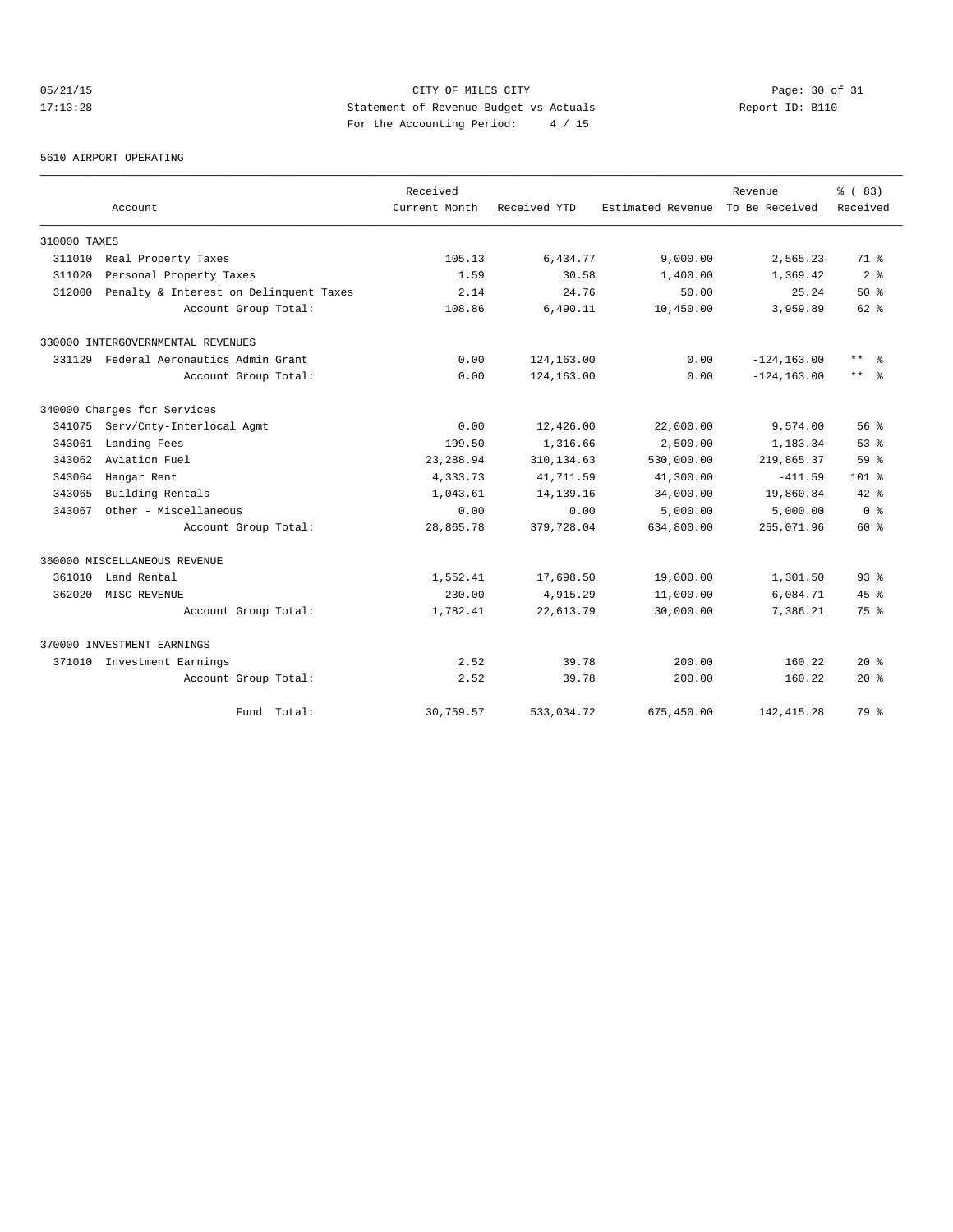CITY OF MILES CITY
Statement of Revenue Budget vs Actuals
For the Accounting Period: 4 / 15

05/21/15
17:13:28

Report ID: B110

5610 AIRPORT OPERATING

| Account | Received Current Month | Received YTD | Estimated Revenue | Revenue To Be Received | % ( 83) Received |
|---|---|---|---|---|---|
| 310000 TAXES | | | | | |
| 311010 Real Property Taxes | 105.13 | 6,434.77 | 9,000.00 | 2,565.23 | 71 % |
| 311020 Personal Property Taxes | 1.59 | 30.58 | 1,400.00 | 1,369.42 | 2 % |
| 312000 Penalty & Interest on Delinquent Taxes | 2.14 | 24.76 | 50.00 | 25.24 | 50 % |
| Account Group Total: | 108.86 | 6,490.11 | 10,450.00 | 3,959.89 | 62 % |
| 330000 INTERGOVERNMENTAL REVENUES | | | | | |
| 331129 Federal Aeronautics Admin Grant | 0.00 | 124,163.00 | 0.00 | -124,163.00 | ** % |
| Account Group Total: | 0.00 | 124,163.00 | 0.00 | -124,163.00 | ** % |
| 340000 Charges for Services | | | | | |
| 341075 Serv/Cnty-Interlocal Agmt | 0.00 | 12,426.00 | 22,000.00 | 9,574.00 | 56 % |
| 343061 Landing Fees | 199.50 | 1,316.66 | 2,500.00 | 1,183.34 | 53 % |
| 343062 Aviation Fuel | 23,288.94 | 310,134.63 | 530,000.00 | 219,865.37 | 59 % |
| 343064 Hangar Rent | 4,333.73 | 41,711.59 | 41,300.00 | -411.59 | 101 % |
| 343065 Building Rentals | 1,043.61 | 14,139.16 | 34,000.00 | 19,860.84 | 42 % |
| 343067 Other - Miscellaneous | 0.00 | 0.00 | 5,000.00 | 5,000.00 | 0 % |
| Account Group Total: | 28,865.78 | 379,728.04 | 634,800.00 | 255,071.96 | 60 % |
| 360000 MISCELLANEOUS REVENUE | | | | | |
| 361010 Land Rental | 1,552.41 | 17,698.50 | 19,000.00 | 1,301.50 | 93 % |
| 362020 MISC REVENUE | 230.00 | 4,915.29 | 11,000.00 | 6,084.71 | 45 % |
| Account Group Total: | 1,782.41 | 22,613.79 | 30,000.00 | 7,386.21 | 75 % |
| 370000 INVESTMENT EARNINGS | | | | | |
| 371010 Investment Earnings | 2.52 | 39.78 | 200.00 | 160.22 | 20 % |
| Account Group Total: | 2.52 | 39.78 | 200.00 | 160.22 | 20 % |
| Fund Total: | 30,759.57 | 533,034.72 | 675,450.00 | 142,415.28 | 79 % |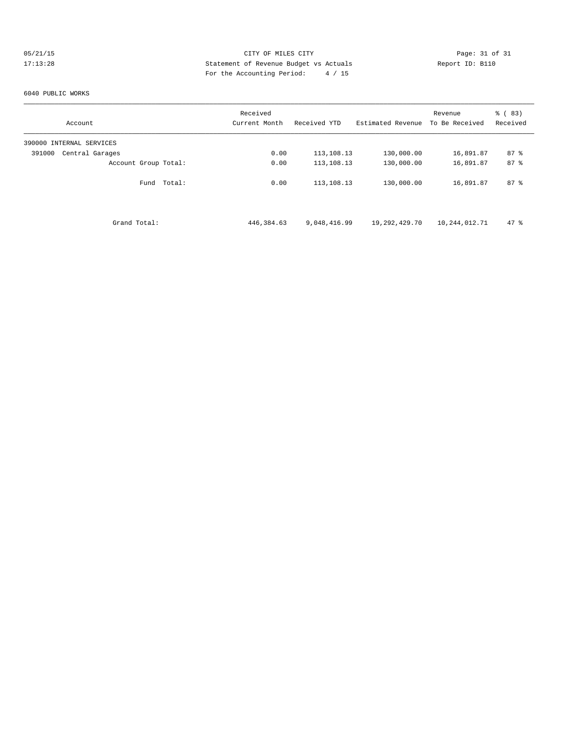CITY OF MILES CITY

Statement of Revenue Budget vs Actuals

For the Accounting Period: 4 / 15

6040 PUBLIC WORKS

| Account | Received Current Month | Received YTD | Estimated Revenue | Revenue To Be Received | % ( 83) Received |
|---|---|---|---|---|---|
| 390000 INTERNAL SERVICES | | | | | |
| 391000 Central Garages | 0.00 | 113,108.13 | 130,000.00 | 16,891.87 | 87 % |
| Account Group Total: | 0.00 | 113,108.13 | 130,000.00 | 16,891.87 | 87 % |
| Fund Total: | 0.00 | 113,108.13 | 130,000.00 | 16,891.87 | 87 % |
| Grand Total: | 446,384.63 | 9,048,416.99 | 19,292,429.70 | 10,244,012.71 | 47 % |